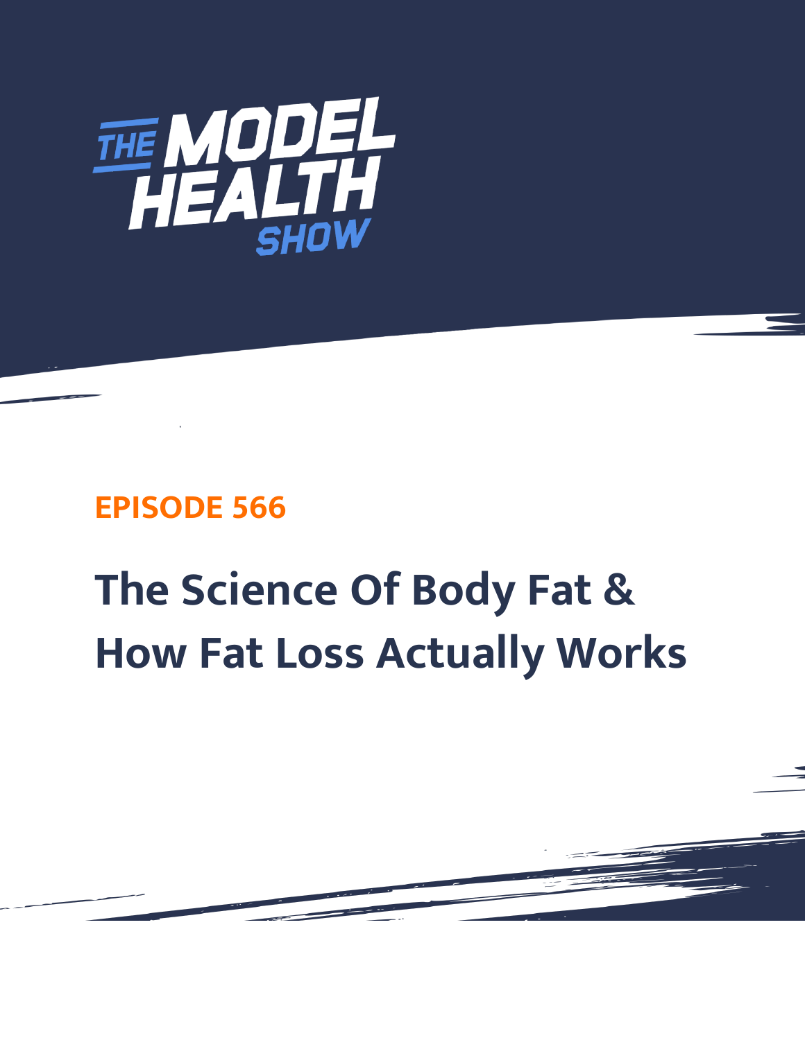THE MODEL HEALTH SHOW

EPISODE 566

# The Science Of Body Fat & How Fat Loss Actually Works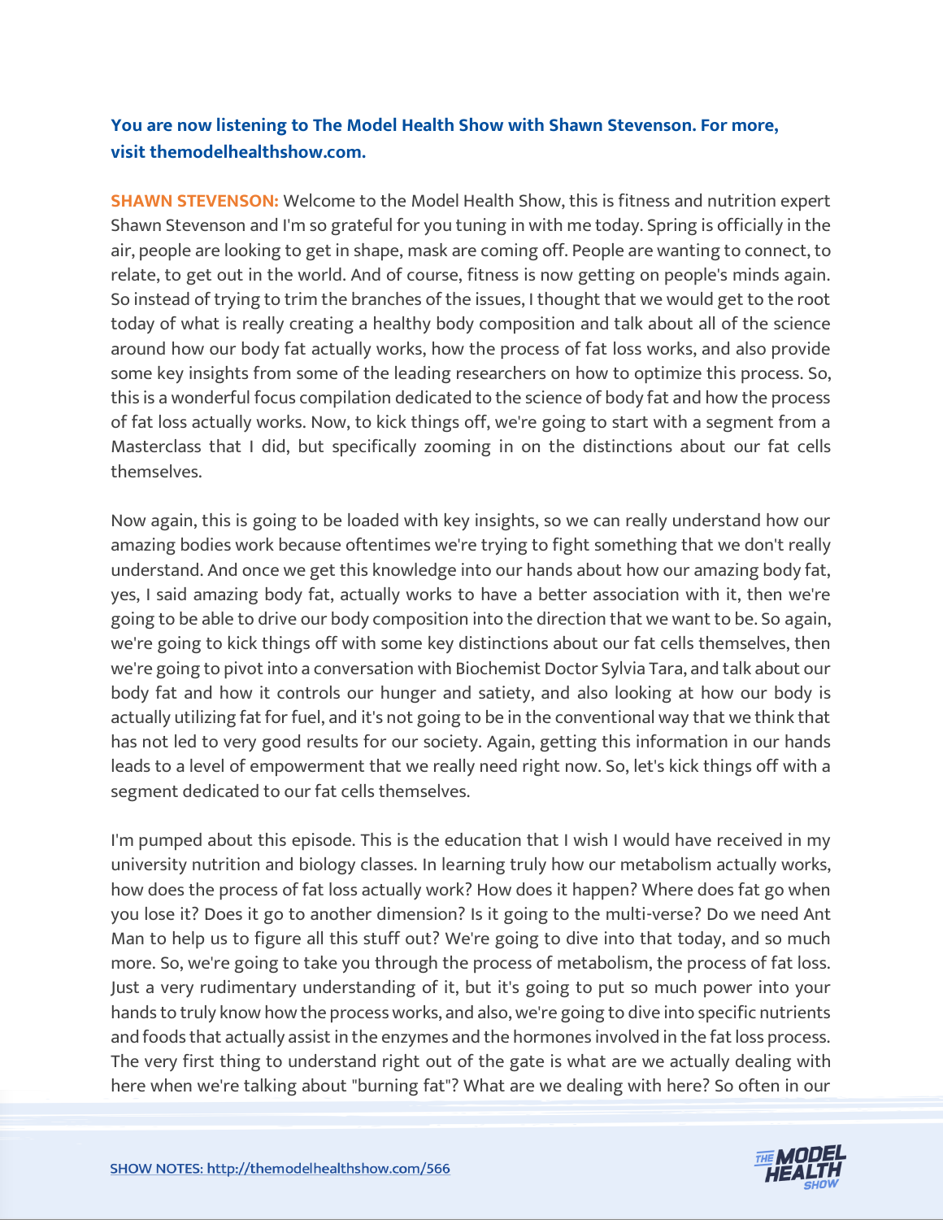**You are now listening to The Model Health Show with Shawn Stevenson. For more, visit themodelhealthshow.com.**

**SHAWN STEVENSON:** Welcome to the Model Health Show, this is fitness and nutrition expert Shawn Stevenson and I'm so grateful for you tuning in with me today. Spring is officially in the air, people are looking to get in shape, mask are coming off. People are wanting to connect, to relate, to get out in the world. And of course, fitness is now getting on people's minds again. So instead of trying to trim the branches of the issues, I thought that we would get to the root today of what is really creating a healthy body composition and talk about all of the science around how our body fat actually works, how the process of fat loss works, and also provide some key insights from some of the leading researchers on how to optimize this process. So, this is a wonderful focus compilation dedicated to the science of body fat and how the process of fat loss actually works. Now, to kick things off, we're going to start with a segment from a Masterclass that I did, but specifically zooming in on the distinctions about our fat cells themselves.

Now again, this is going to be loaded with key insights, so we can really understand how our amazing bodies work because oftentimes we're trying to fight something that we don't really understand. And once we get this knowledge into our hands about how our amazing body fat, yes, I said amazing body fat, actually works to have a better association with it, then we're going to be able to drive our body composition into the direction that we want to be. So again, we're going to kick things off with some key distinctions about our fat cells themselves, then we're going to pivot into a conversation with Biochemist Doctor Sylvia Tara, and talk about our body fat and how it controls our hunger and satiety, and also looking at how our body is actually utilizing fat for fuel, and it's not going to be in the conventional way that we think that has not led to very good results for our society. Again, getting this information in our hands leads to a level of empowerment that we really need right now. So, let's kick things off with a segment dedicated to our fat cells themselves.

I'm pumped about this episode. This is the education that I wish I would have received in my university nutrition and biology classes. In learning truly how our metabolism actually works, how does the process of fat loss actually work? How does it happen? Where does fat go when you lose it? Does it go to another dimension? Is it going to the multi-verse? Do we need Ant Man to help us to figure all this stuff out? We're going to dive into that today, and so much more. So, we're going to take you through the process of metabolism, the process of fat loss. Just a very rudimentary understanding of it, but it's going to put so much power into your hands to truly know how the process works, and also, we're going to dive into specific nutrients and foods that actually assist in the enzymes and the hormones involved in the fat loss process. The very first thing to understand right out of the gate is what are we actually dealing with here when we're talking about "burning fat"? What are we dealing with here? So often in our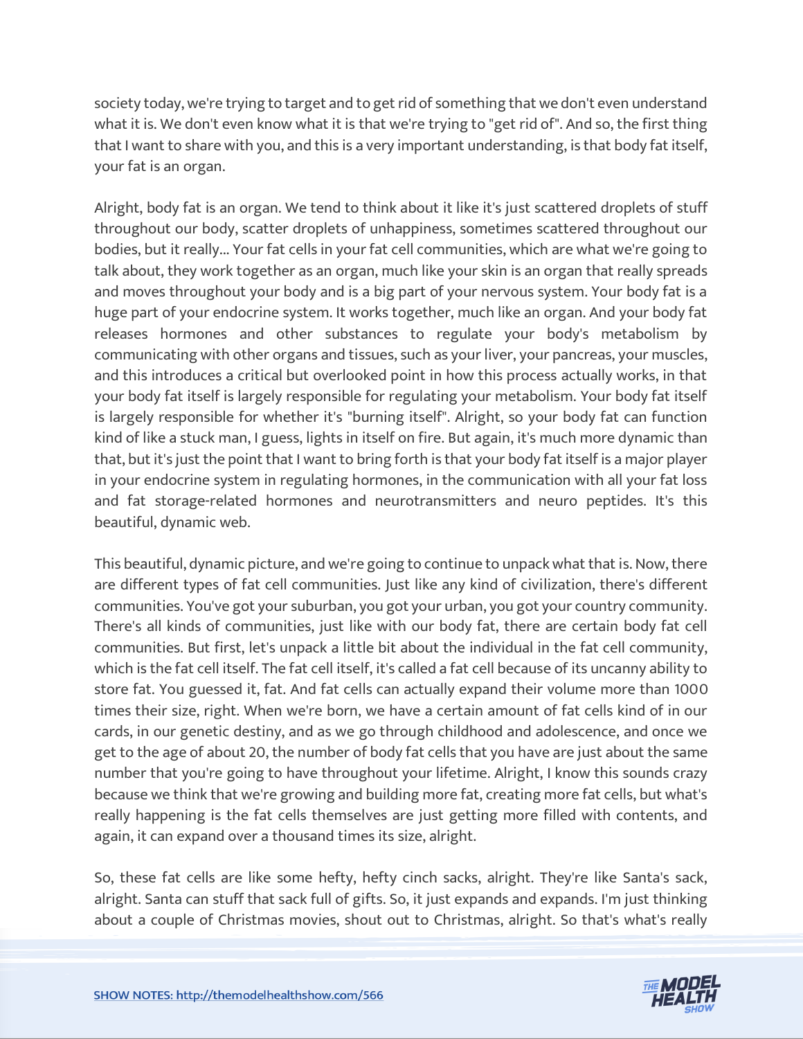society today, we're trying to target and to get rid of something that we don't even understand what it is. We don't even know what it is that we're trying to "get rid of". And so, the first thing that I want to share with you, and this is a very important understanding, is that body fat itself, your fat is an organ.

Alright, body fat is an organ. We tend to think about it like it's just scattered droplets of stuff throughout our body, scatter droplets of unhappiness, sometimes scattered throughout our bodies, but it really... Your fat cells in your fat cell communities, which are what we're going to talk about, they work together as an organ, much like your skin is an organ that really spreads and moves throughout your body and is a big part of your nervous system. Your body fat is a huge part of your endocrine system. It works together, much like an organ. And your body fat releases hormones and other substances to regulate your body's metabolism by communicating with other organs and tissues, such as your liver, your pancreas, your muscles, and this introduces a critical but overlooked point in how this process actually works, in that your body fat itself is largely responsible for regulating your metabolism. Your body fat itself is largely responsible for whether it's "burning itself". Alright, so your body fat can function kind of like a stuck man, I guess, lights in itself on fire. But again, it's much more dynamic than that, but it's just the point that I want to bring forth is that your body fat itself is a major player in your endocrine system in regulating hormones, in the communication with all your fat loss and fat storage-related hormones and neurotransmitters and neuro peptides. It's this beautiful, dynamic web.

This beautiful, dynamic picture, and we're going to continue to unpack what that is. Now, there are different types of fat cell communities. Just like any kind of civilization, there's different communities. You've got your suburban, you got your urban, you got your country community. There's all kinds of communities, just like with our body fat, there are certain body fat cell communities. But first, let's unpack a little bit about the individual in the fat cell community, which is the fat cell itself. The fat cell itself, it's called a fat cell because of its uncanny ability to store fat. You guessed it, fat. And fat cells can actually expand their volume more than 1000 times their size, right. When we're born, we have a certain amount of fat cells kind of in our cards, in our genetic destiny, and as we go through childhood and adolescence, and once we get to the age of about 20, the number of body fat cells that you have are just about the same number that you're going to have throughout your lifetime. Alright, I know this sounds crazy because we think that we're growing and building more fat, creating more fat cells, but what's really happening is the fat cells themselves are just getting more filled with contents, and again, it can expand over a thousand times its size, alright.

So, these fat cells are like some hefty, hefty cinch sacks, alright. They're like Santa's sack, alright. Santa can stuff that sack full of gifts. So, it just expands and expands. I'm just thinking about a couple of Christmas movies, shout out to Christmas, alright. So that's what's really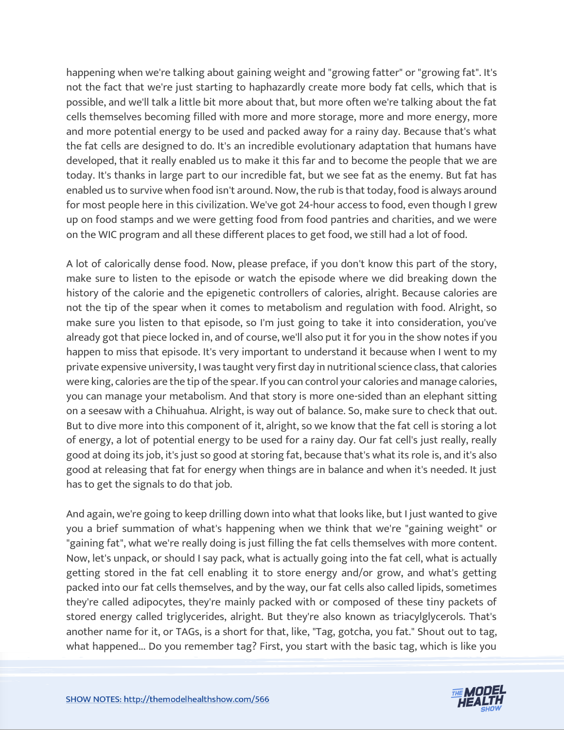happening when we're talking about gaining weight and "growing fatter" or "growing fat". It's not the fact that we're just starting to haphazardly create more body fat cells, which that is possible, and we'll talk a little bit more about that, but more often we're talking about the fat cells themselves becoming filled with more and more storage, more and more energy, more and more potential energy to be used and packed away for a rainy day. Because that's what the fat cells are designed to do. It's an incredible evolutionary adaptation that humans have developed, that it really enabled us to make it this far and to become the people that we are today. It's thanks in large part to our incredible fat, but we see fat as the enemy. But fat has enabled us to survive when food isn't around. Now, the rub is that today, food is always around for most people here in this civilization. We've got 24-hour access to food, even though I grew up on food stamps and we were getting food from food pantries and charities, and we were on the WIC program and all these different places to get food, we still had a lot of food.

A lot of calorically dense food. Now, please preface, if you don't know this part of the story, make sure to listen to the episode or watch the episode where we did breaking down the history of the calorie and the epigenetic controllers of calories, alright. Because calories are not the tip of the spear when it comes to metabolism and regulation with food. Alright, so make sure you listen to that episode, so I'm just going to take it into consideration, you've already got that piece locked in, and of course, we'll also put it for you in the show notes if you happen to miss that episode. It's very important to understand it because when I went to my private expensive university, I was taught very first day in nutritional science class, that calories were king, calories are the tip of the spear. If you can control your calories and manage calories, you can manage your metabolism. And that story is more one-sided than an elephant sitting on a seesaw with a Chihuahua. Alright, is way out of balance. So, make sure to check that out. But to dive more into this component of it, alright, so we know that the fat cell is storing a lot of energy, a lot of potential energy to be used for a rainy day. Our fat cell's just really, really good at doing its job, it's just so good at storing fat, because that's what its role is, and it's also good at releasing that fat for energy when things are in balance and when it's needed. It just has to get the signals to do that job.

And again, we're going to keep drilling down into what that looks like, but I just wanted to give you a brief summation of what's happening when we think that we're "gaining weight" or "gaining fat", what we're really doing is just filling the fat cells themselves with more content. Now, let's unpack, or should I say pack, what is actually going into the fat cell, what is actually getting stored in the fat cell enabling it to store energy and/or grow, and what's getting packed into our fat cells themselves, and by the way, our fat cells also called lipids, sometimes they're called adipocytes, they're mainly packed with or composed of these tiny packets of stored energy called triglycerides, alright. But they're also known as triacylglycerols. That's another name for it, or TAGs, is a short for that, like, "Tag, gotcha, you fat." Shout out to tag, what happened... Do you remember tag? First, you start with the basic tag, which is like you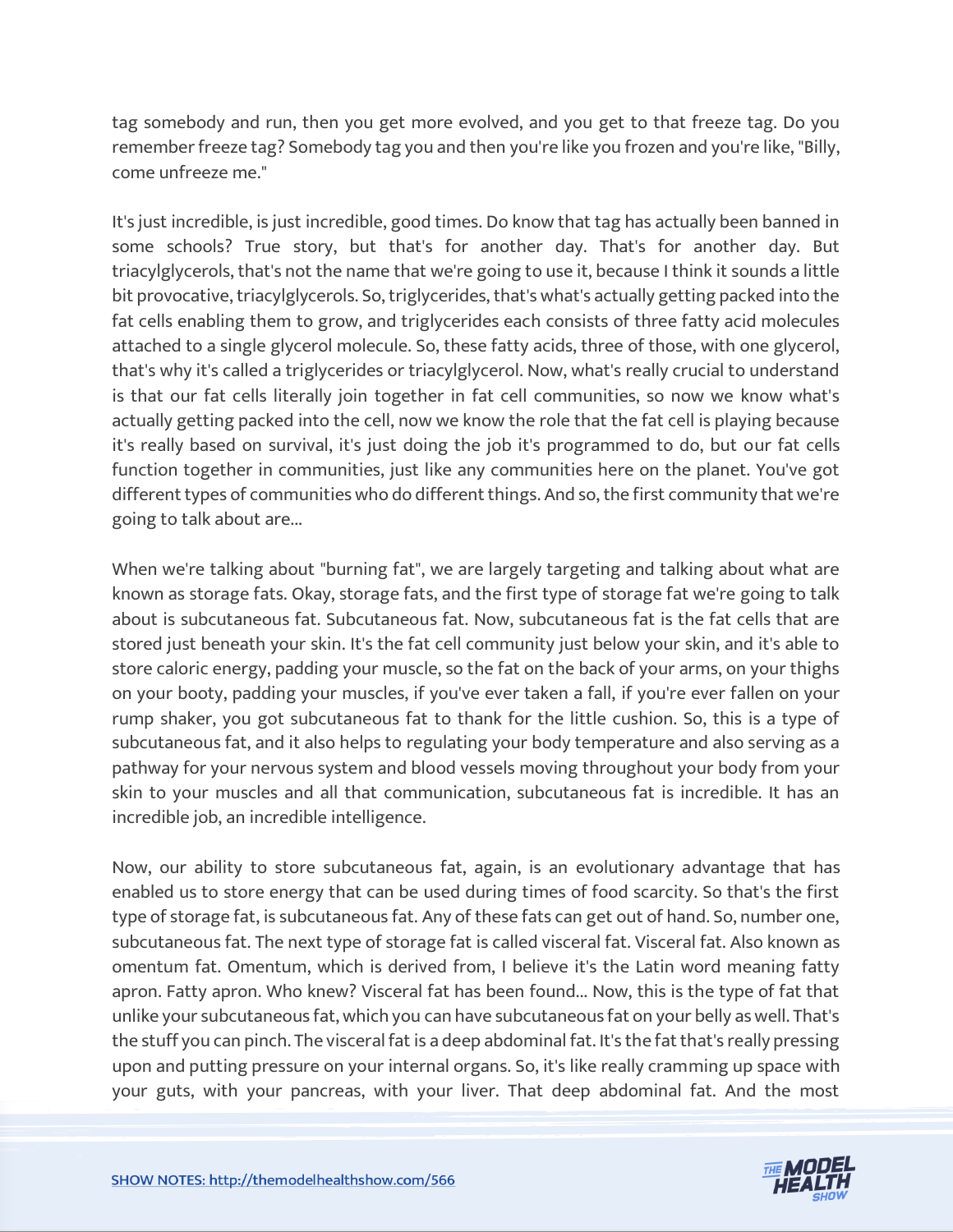tag somebody and run, then you get more evolved, and you get to that freeze tag. Do you remember freeze tag? Somebody tag you and then you're like you frozen and you're like, "Billy, come unfreeze me."

It's just incredible, is just incredible, good times. Do know that tag has actually been banned in some schools? True story, but that's for another day. That's for another day. But triacylglycerols, that's not the name that we're going to use it, because I think it sounds a little bit provocative, triacylglycerols. So, triglycerides, that's what's actually getting packed into the fat cells enabling them to grow, and triglycerides each consists of three fatty acid molecules attached to a single glycerol molecule. So, these fatty acids, three of those, with one glycerol, that's why it's called a triglycerides or triacylglycerol. Now, what's really crucial to understand is that our fat cells literally join together in fat cell communities, so now we know what's actually getting packed into the cell, now we know the role that the fat cell is playing because it's really based on survival, it's just doing the job it's programmed to do, but our fat cells function together in communities, just like any communities here on the planet. You've got different types of communities who do different things. And so, the first community that we're going to talk about are...

When we're talking about "burning fat", we are largely targeting and talking about what are known as storage fats. Okay, storage fats, and the first type of storage fat we're going to talk about is subcutaneous fat. Subcutaneous fat. Now, subcutaneous fat is the fat cells that are stored just beneath your skin. It's the fat cell community just below your skin, and it's able to store caloric energy, padding your muscle, so the fat on the back of your arms, on your thighs on your booty, padding your muscles, if you've ever taken a fall, if you're ever fallen on your rump shaker, you got subcutaneous fat to thank for the little cushion. So, this is a type of subcutaneous fat, and it also helps to regulating your body temperature and also serving as a pathway for your nervous system and blood vessels moving throughout your body from your skin to your muscles and all that communication, subcutaneous fat is incredible. It has an incredible job, an incredible intelligence.

Now, our ability to store subcutaneous fat, again, is an evolutionary advantage that has enabled us to store energy that can be used during times of food scarcity. So that's the first type of storage fat, is subcutaneous fat. Any of these fats can get out of hand. So, number one, subcutaneous fat. The next type of storage fat is called visceral fat. Visceral fat. Also known as omentum fat. Omentum, which is derived from, I believe it's the Latin word meaning fatty apron. Fatty apron. Who knew? Visceral fat has been found... Now, this is the type of fat that unlike your subcutaneous fat, which you can have subcutaneous fat on your belly as well. That's the stuff you can pinch. The visceral fat is a deep abdominal fat. It's the fat that's really pressing upon and putting pressure on your internal organs. So, it's like really cramming up space with your guts, with your pancreas, with your liver. That deep abdominal fat. And the most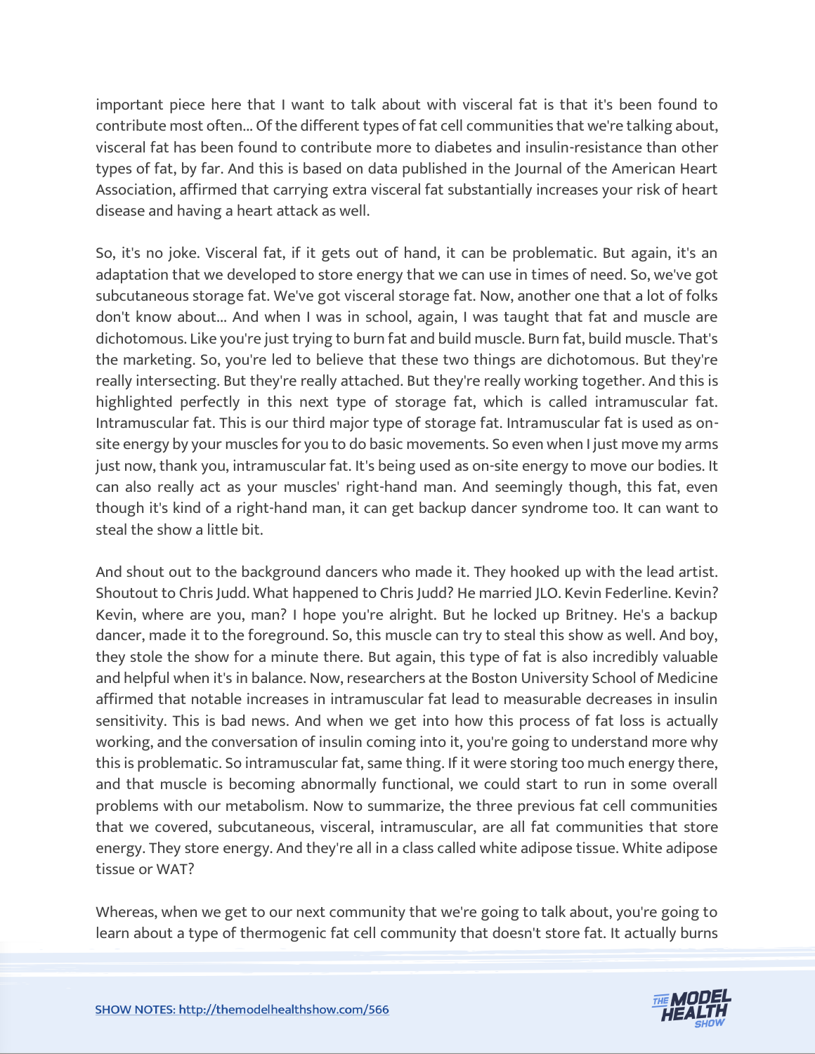important piece here that I want to talk about with visceral fat is that it's been found to contribute most often... Of the different types of fat cell communities that we're talking about, visceral fat has been found to contribute more to diabetes and insulin-resistance than other types of fat, by far. And this is based on data published in the Journal of the American Heart Association, affirmed that carrying extra visceral fat substantially increases your risk of heart disease and having a heart attack as well.

So, it's no joke. Visceral fat, if it gets out of hand, it can be problematic. But again, it's an adaptation that we developed to store energy that we can use in times of need. So, we've got subcutaneous storage fat. We've got visceral storage fat. Now, another one that a lot of folks don't know about... And when I was in school, again, I was taught that fat and muscle are dichotomous. Like you're just trying to burn fat and build muscle. Burn fat, build muscle. That's the marketing. So, you're led to believe that these two things are dichotomous. But they're really intersecting. But they're really attached. But they're really working together. And this is highlighted perfectly in this next type of storage fat, which is called intramuscular fat. Intramuscular fat. This is our third major type of storage fat. Intramuscular fat is used as on-site energy by your muscles for you to do basic movements. So even when I just move my arms just now, thank you, intramuscular fat. It's being used as on-site energy to move our bodies. It can also really act as your muscles' right-hand man. And seemingly though, this fat, even though it's kind of a right-hand man, it can get backup dancer syndrome too. It can want to steal the show a little bit.

And shout out to the background dancers who made it. They hooked up with the lead artist. Shoutout to Chris Judd. What happened to Chris Judd? He married JLO. Kevin Federline. Kevin? Kevin, where are you, man? I hope you're alright. But he locked up Britney. He's a backup dancer, made it to the foreground. So, this muscle can try to steal this show as well. And boy, they stole the show for a minute there. But again, this type of fat is also incredibly valuable and helpful when it's in balance. Now, researchers at the Boston University School of Medicine affirmed that notable increases in intramuscular fat lead to measurable decreases in insulin sensitivity. This is bad news. And when we get into how this process of fat loss is actually working, and the conversation of insulin coming into it, you're going to understand more why this is problematic. So intramuscular fat, same thing. If it were storing too much energy there, and that muscle is becoming abnormally functional, we could start to run in some overall problems with our metabolism. Now to summarize, the three previous fat cell communities that we covered, subcutaneous, visceral, intramuscular, are all fat communities that store energy. They store energy. And they're all in a class called white adipose tissue. White adipose tissue or WAT?

Whereas, when we get to our next community that we're going to talk about, you're going to learn about a type of thermogenic fat cell community that doesn't store fat. It actually burns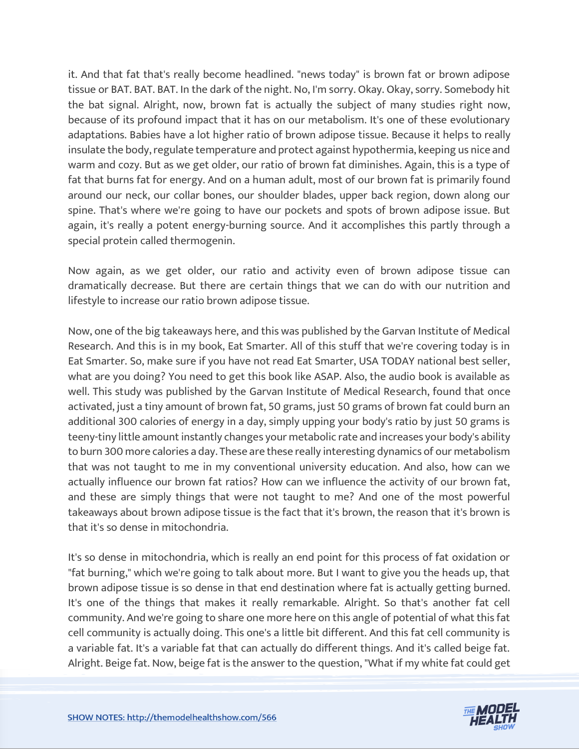it. And that fat that's really become headlined. "news today" is brown fat or brown adipose tissue or BAT. BAT. BAT. In the dark of the night. No, I'm sorry. Okay. Okay, sorry. Somebody hit the bat signal. Alright, now, brown fat is actually the subject of many studies right now, because of its profound impact that it has on our metabolism. It's one of these evolutionary adaptations. Babies have a lot higher ratio of brown adipose tissue. Because it helps to really insulate the body, regulate temperature and protect against hypothermia, keeping us nice and warm and cozy. But as we get older, our ratio of brown fat diminishes. Again, this is a type of fat that burns fat for energy. And on a human adult, most of our brown fat is primarily found around our neck, our collar bones, our shoulder blades, upper back region, down along our spine. That's where we're going to have our pockets and spots of brown adipose issue. But again, it's really a potent energy-burning source. And it accomplishes this partly through a special protein called thermogenin.

Now again, as we get older, our ratio and activity even of brown adipose tissue can dramatically decrease. But there are certain things that we can do with our nutrition and lifestyle to increase our ratio brown adipose tissue.

Now, one of the big takeaways here, and this was published by the Garvan Institute of Medical Research. And this is in my book, Eat Smarter. All of this stuff that we're covering today is in Eat Smarter. So, make sure if you have not read Eat Smarter, USA TODAY national best seller, what are you doing? You need to get this book like ASAP. Also, the audio book is available as well. This study was published by the Garvan Institute of Medical Research, found that once activated, just a tiny amount of brown fat, 50 grams, just 50 grams of brown fat could burn an additional 300 calories of energy in a day, simply upping your body's ratio by just 50 grams is teeny-tiny little amount instantly changes your metabolic rate and increases your body's ability to burn 300 more calories a day. These are these really interesting dynamics of our metabolism that was not taught to me in my conventional university education. And also, how can we actually influence our brown fat ratios? How can we influence the activity of our brown fat, and these are simply things that were not taught to me? And one of the most powerful takeaways about brown adipose tissue is the fact that it's brown, the reason that it's brown is that it's so dense in mitochondria.

It's so dense in mitochondria, which is really an end point for this process of fat oxidation or "fat burning," which we're going to talk about more. But I want to give you the heads up, that brown adipose tissue is so dense in that end destination where fat is actually getting burned. It's one of the things that makes it really remarkable. Alright. So that's another fat cell community. And we're going to share one more here on this angle of potential of what this fat cell community is actually doing. This one's a little bit different. And this fat cell community is a variable fat. It's a variable fat that can actually do different things. And it's called beige fat. Alright. Beige fat. Now, beige fat is the answer to the question, "What if my white fat could get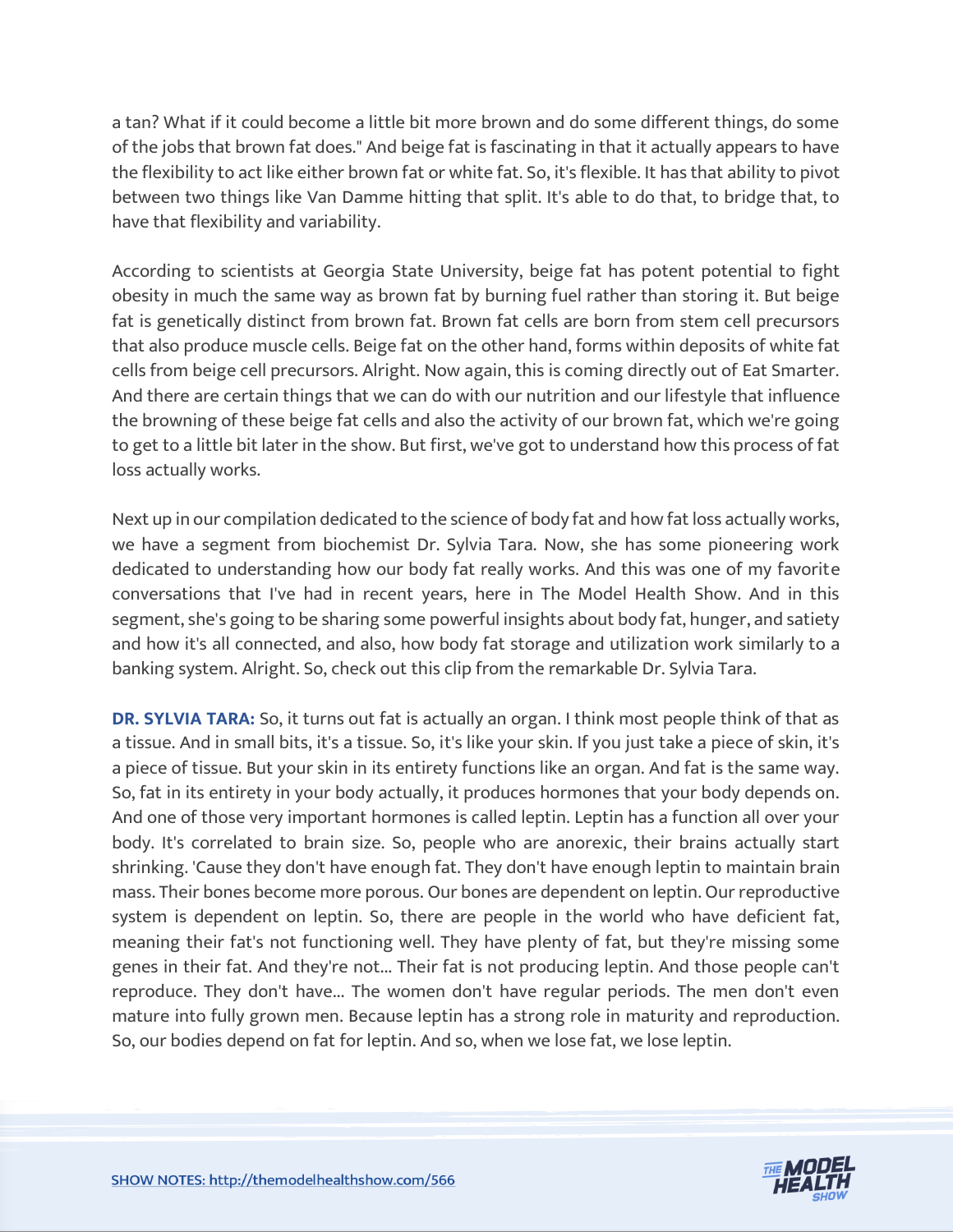a tan? What if it could become a little bit more brown and do some different things, do some of the jobs that brown fat does." And beige fat is fascinating in that it actually appears to have the flexibility to act like either brown fat or white fat. So, it's flexible. It has that ability to pivot between two things like Van Damme hitting that split. It's able to do that, to bridge that, to have that flexibility and variability.

According to scientists at Georgia State University, beige fat has potent potential to fight obesity in much the same way as brown fat by burning fuel rather than storing it. But beige fat is genetically distinct from brown fat. Brown fat cells are born from stem cell precursors that also produce muscle cells. Beige fat on the other hand, forms within deposits of white fat cells from beige cell precursors. Alright. Now again, this is coming directly out of Eat Smarter. And there are certain things that we can do with our nutrition and our lifestyle that influence the browning of these beige fat cells and also the activity of our brown fat, which we're going to get to a little bit later in the show. But first, we've got to understand how this process of fat loss actually works.

Next up in our compilation dedicated to the science of body fat and how fat loss actually works, we have a segment from biochemist Dr. Sylvia Tara. Now, she has some pioneering work dedicated to understanding how our body fat really works. And this was one of my favorite conversations that I've had in recent years, here in The Model Health Show. And in this segment, she's going to be sharing some powerful insights about body fat, hunger, and satiety and how it's all connected, and also, how body fat storage and utilization work similarly to a banking system. Alright. So, check out this clip from the remarkable Dr. Sylvia Tara.

**DR. SYLVIA TARA:** So, it turns out fat is actually an organ. I think most people think of that as a tissue. And in small bits, it's a tissue. So, it's like your skin. If you just take a piece of skin, it's a piece of tissue. But your skin in its entirety functions like an organ. And fat is the same way. So, fat in its entirety in your body actually, it produces hormones that your body depends on. And one of those very important hormones is called leptin. Leptin has a function all over your body. It's correlated to brain size. So, people who are anorexic, their brains actually start shrinking. 'Cause they don't have enough fat. They don't have enough leptin to maintain brain mass. Their bones become more porous. Our bones are dependent on leptin. Our reproductive system is dependent on leptin. So, there are people in the world who have deficient fat, meaning their fat's not functioning well. They have plenty of fat, but they're missing some genes in their fat. And they're not... Their fat is not producing leptin. And those people can't reproduce. They don't have... The women don't have regular periods. The men don't even mature into fully grown men. Because leptin has a strong role in maturity and reproduction. So, our bodies depend on fat for leptin. And so, when we lose fat, we lose leptin.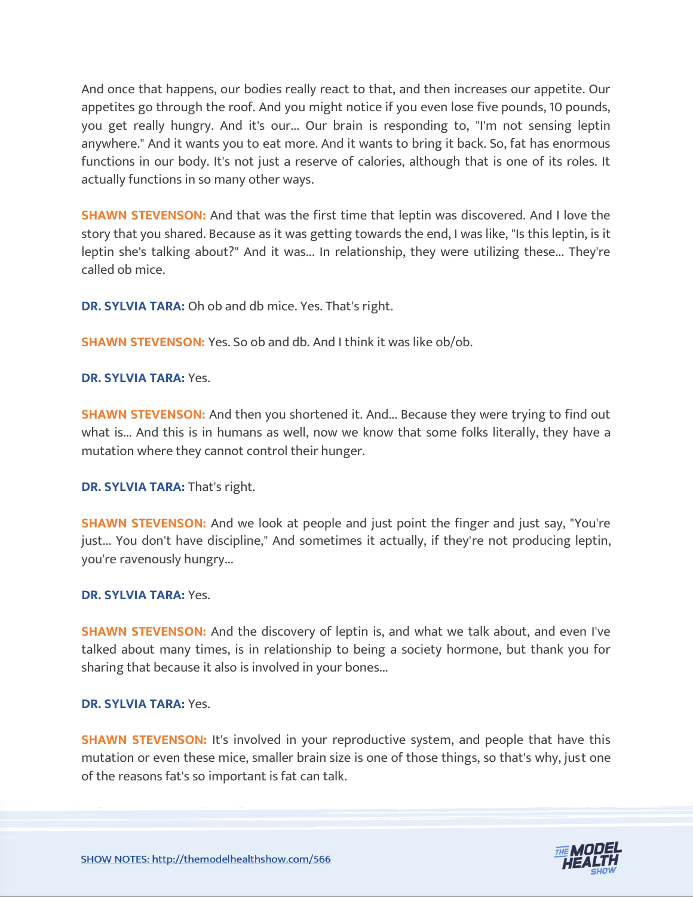And once that happens, our bodies really react to that, and then increases our appetite. Our appetites go through the roof. And you might notice if you even lose five pounds, 10 pounds, you get really hungry. And it's our... Our brain is responding to, "I'm not sensing leptin anywhere." And it wants you to eat more. And it wants to bring it back. So, fat has enormous functions in our body. It's not just a reserve of calories, although that is one of its roles. It actually functions in so many other ways.

**SHAWN STEVENSON:** And that was the first time that leptin was discovered. And I love the story that you shared. Because as it was getting towards the end, I was like, "Is this leptin, is it leptin she's talking about?" And it was... In relationship, they were utilizing these... They're called ob mice.

**DR. SYLVIA TARA:** Oh ob and db mice. Yes. That's right.

**SHAWN STEVENSON:** Yes. So ob and db. And I think it was like ob/ob.

**DR. SYLVIA TARA:** Yes.

**SHAWN STEVENSON:** And then you shortened it. And... Because they were trying to find out what is... And this is in humans as well, now we know that some folks literally, they have a mutation where they cannot control their hunger.

**DR. SYLVIA TARA:** That's right.

**SHAWN STEVENSON:** And we look at people and just point the finger and just say, "You're just... You don't have discipline," And sometimes it actually, if they're not producing leptin, you're ravenously hungry...

**DR. SYLVIA TARA:** Yes.

**SHAWN STEVENSON:** And the discovery of leptin is, and what we talk about, and even I've talked about many times, is in relationship to being a society hormone, but thank you for sharing that because it also is involved in your bones...

**DR. SYLVIA TARA:** Yes.

**SHAWN STEVENSON:** It's involved in your reproductive system, and people that have this mutation or even these mice, smaller brain size is one of those things, so that's why, just one of the reasons fat's so important is fat can talk.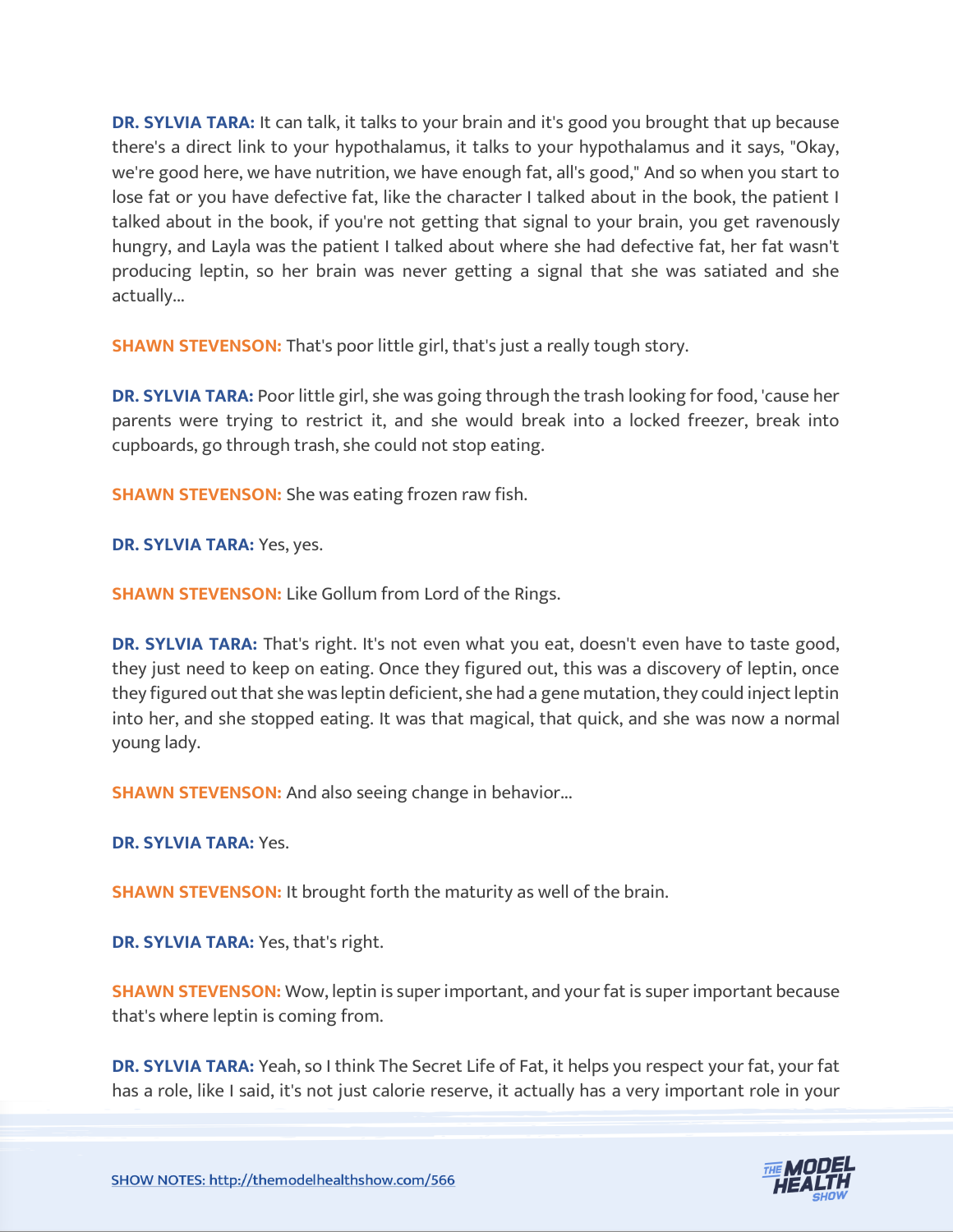**DR. SYLVIA TARA:** It can talk, it talks to your brain and it's good you brought that up because there's a direct link to your hypothalamus, it talks to your hypothalamus and it says, "Okay, we're good here, we have nutrition, we have enough fat, all's good," And so when you start to lose fat or you have defective fat, like the character I talked about in the book, the patient I talked about in the book, if you're not getting that signal to your brain, you get ravenously hungry, and Layla was the patient I talked about where she had defective fat, her fat wasn't producing leptin, so her brain was never getting a signal that she was satiated and she actually...

**SHAWN STEVENSON:** That's poor little girl, that's just a really tough story.

**DR. SYLVIA TARA:** Poor little girl, she was going through the trash looking for food, 'cause her parents were trying to restrict it, and she would break into a locked freezer, break into cupboards, go through trash, she could not stop eating.

**SHAWN STEVENSON:** She was eating frozen raw fish.

**DR. SYLVIA TARA:** Yes, yes.

**SHAWN STEVENSON:** Like Gollum from Lord of the Rings.

**DR. SYLVIA TARA:** That's right. It's not even what you eat, doesn't even have to taste good, they just need to keep on eating. Once they figured out, this was a discovery of leptin, once they figured out that she was leptin deficient, she had a gene mutation, they could inject leptin into her, and she stopped eating. It was that magical, that quick, and she was now a normal young lady.

**SHAWN STEVENSON:** And also seeing change in behavior...

**DR. SYLVIA TARA:** Yes.

**SHAWN STEVENSON:** It brought forth the maturity as well of the brain.

**DR. SYLVIA TARA:** Yes, that's right.

**SHAWN STEVENSON:** Wow, leptin is super important, and your fat is super important because that's where leptin is coming from.

**DR. SYLVIA TARA:** Yeah, so I think The Secret Life of Fat, it helps you respect your fat, your fat has a role, like I said, it's not just calorie reserve, it actually has a very important role in your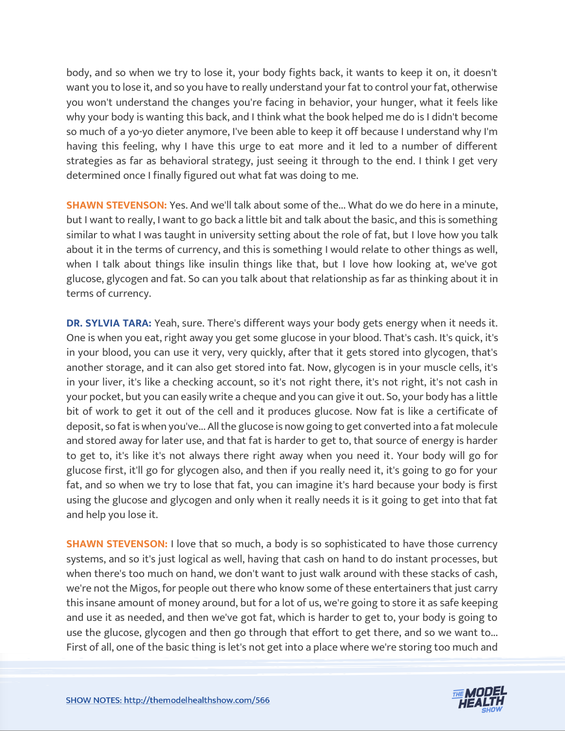body, and so when we try to lose it, your body fights back, it wants to keep it on, it doesn't want you to lose it, and so you have to really understand your fat to control your fat, otherwise you won't understand the changes you're facing in behavior, your hunger, what it feels like why your body is wanting this back, and I think what the book helped me do is I didn't become so much of a yo-yo dieter anymore, I've been able to keep it off because I understand why I'm having this feeling, why I have this urge to eat more and it led to a number of different strategies as far as behavioral strategy, just seeing it through to the end. I think I get very determined once I finally figured out what fat was doing to me.

**SHAWN STEVENSON:** Yes. And we'll talk about some of the... What do we do here in a minute, but I want to really, I want to go back a little bit and talk about the basic, and this is something similar to what I was taught in university setting about the role of fat, but I love how you talk about it in the terms of currency, and this is something I would relate to other things as well, when I talk about things like insulin things like that, but I love how looking at, we've got glucose, glycogen and fat. So can you talk about that relationship as far as thinking about it in terms of currency.

**DR. SYLVIA TARA:** Yeah, sure. There's different ways your body gets energy when it needs it. One is when you eat, right away you get some glucose in your blood. That's cash. It's quick, it's in your blood, you can use it very, very quickly, after that it gets stored into glycogen, that's another storage, and it can also get stored into fat. Now, glycogen is in your muscle cells, it's in your liver, it's like a checking account, so it's not right there, it's not right, it's not cash in your pocket, but you can easily write a cheque and you can give it out. So, your body has a little bit of work to get it out of the cell and it produces glucose. Now fat is like a certificate of deposit, so fat is when you've... All the glucose is now going to get converted into a fat molecule and stored away for later use, and that fat is harder to get to, that source of energy is harder to get to, it's like it's not always there right away when you need it. Your body will go for glucose first, it'll go for glycogen also, and then if you really need it, it's going to go for your fat, and so when we try to lose that fat, you can imagine it's hard because your body is first using the glucose and glycogen and only when it really needs it is it going to get into that fat and help you lose it.

**SHAWN STEVENSON:** I love that so much, a body is so sophisticated to have those currency systems, and so it's just logical as well, having that cash on hand to do instant processes, but when there's too much on hand, we don't want to just walk around with these stacks of cash, we're not the Migos, for people out there who know some of these entertainers that just carry this insane amount of money around, but for a lot of us, we're going to store it as safe keeping and use it as needed, and then we've got fat, which is harder to get to, your body is going to use the glucose, glycogen and then go through that effort to get there, and so we want to... First of all, one of the basic thing is let's not get into a place where we're storing too much and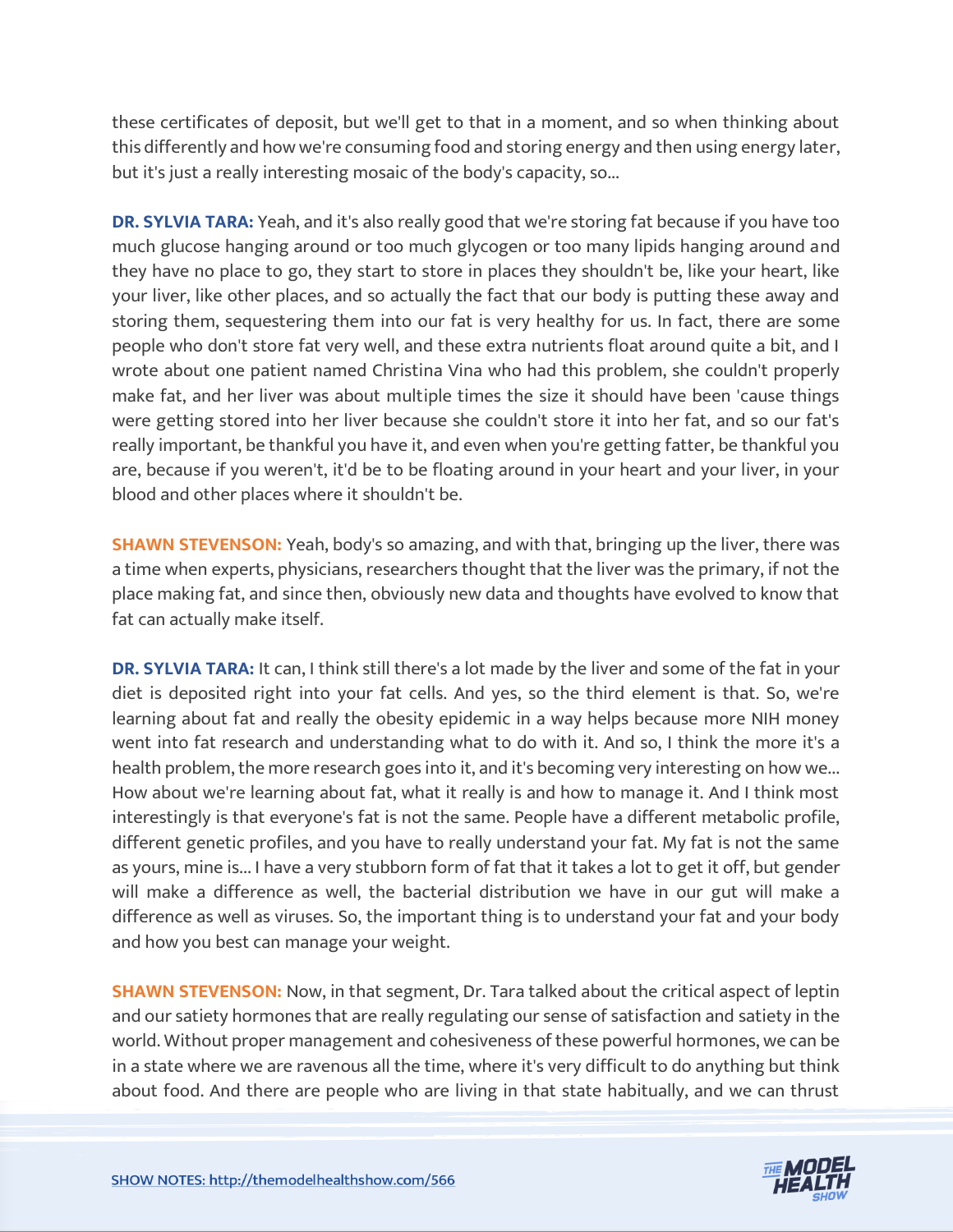these certificates of deposit, but we'll get to that in a moment, and so when thinking about this differently and how we're consuming food and storing energy and then using energy later, but it's just a really interesting mosaic of the body's capacity, so...

**DR. SYLVIA TARA:** Yeah, and it's also really good that we're storing fat because if you have too much glucose hanging around or too much glycogen or too many lipids hanging around and they have no place to go, they start to store in places they shouldn't be, like your heart, like your liver, like other places, and so actually the fact that our body is putting these away and storing them, sequestering them into our fat is very healthy for us. In fact, there are some people who don't store fat very well, and these extra nutrients float around quite a bit, and I wrote about one patient named Christina Vina who had this problem, she couldn't properly make fat, and her liver was about multiple times the size it should have been 'cause things were getting stored into her liver because she couldn't store it into her fat, and so our fat's really important, be thankful you have it, and even when you're getting fatter, be thankful you are, because if you weren't, it'd be to be floating around in your heart and your liver, in your blood and other places where it shouldn't be.

**SHAWN STEVENSON:** Yeah, body's so amazing, and with that, bringing up the liver, there was a time when experts, physicians, researchers thought that the liver was the primary, if not the place making fat, and since then, obviously new data and thoughts have evolved to know that fat can actually make itself.

**DR. SYLVIA TARA:** It can, I think still there's a lot made by the liver and some of the fat in your diet is deposited right into your fat cells. And yes, so the third element is that. So, we're learning about fat and really the obesity epidemic in a way helps because more NIH money went into fat research and understanding what to do with it. And so, I think the more it's a health problem, the more research goes into it, and it's becoming very interesting on how we... How about we're learning about fat, what it really is and how to manage it. And I think most interestingly is that everyone's fat is not the same. People have a different metabolic profile, different genetic profiles, and you have to really understand your fat. My fat is not the same as yours, mine is... I have a very stubborn form of fat that it takes a lot to get it off, but gender will make a difference as well, the bacterial distribution we have in our gut will make a difference as well as viruses. So, the important thing is to understand your fat and your body and how you best can manage your weight.

**SHAWN STEVENSON:** Now, in that segment, Dr. Tara talked about the critical aspect of leptin and our satiety hormones that are really regulating our sense of satisfaction and satiety in the world. Without proper management and cohesiveness of these powerful hormones, we can be in a state where we are ravenous all the time, where it's very difficult to do anything but think about food. And there are people who are living in that state habitually, and we can thrust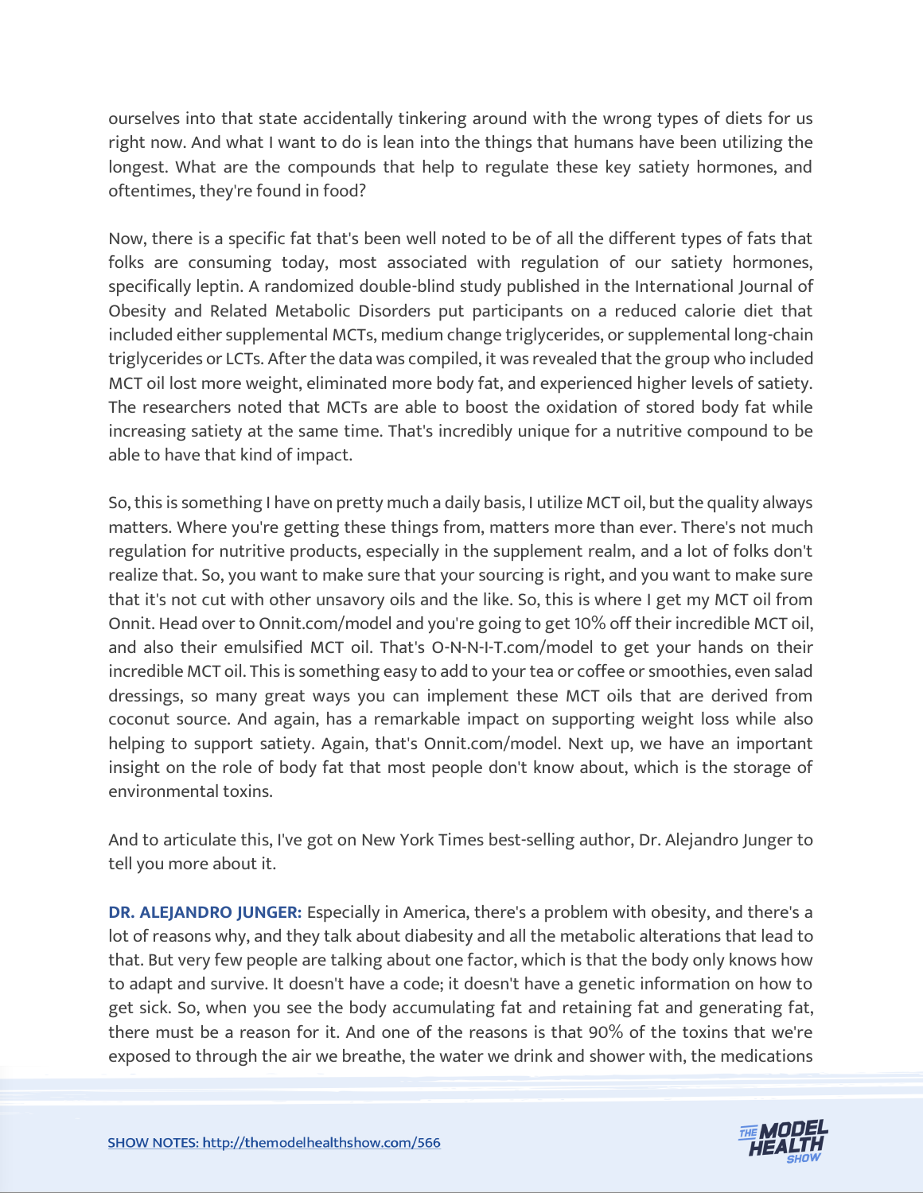ourselves into that state accidentally tinkering around with the wrong types of diets for us right now. And what I want to do is lean into the things that humans have been utilizing the longest. What are the compounds that help to regulate these key satiety hormones, and oftentimes, they're found in food?

Now, there is a specific fat that's been well noted to be of all the different types of fats that folks are consuming today, most associated with regulation of our satiety hormones, specifically leptin. A randomized double-blind study published in the International Journal of Obesity and Related Metabolic Disorders put participants on a reduced calorie diet that included either supplemental MCTs, medium change triglycerides, or supplemental long-chain triglycerides or LCTs. After the data was compiled, it was revealed that the group who included MCT oil lost more weight, eliminated more body fat, and experienced higher levels of satiety. The researchers noted that MCTs are able to boost the oxidation of stored body fat while increasing satiety at the same time. That's incredibly unique for a nutritive compound to be able to have that kind of impact.

So, this is something I have on pretty much a daily basis, I utilize MCT oil, but the quality always matters. Where you're getting these things from, matters more than ever. There's not much regulation for nutritive products, especially in the supplement realm, and a lot of folks don't realize that. So, you want to make sure that your sourcing is right, and you want to make sure that it's not cut with other unsavory oils and the like. So, this is where I get my MCT oil from Onnit. Head over to Onnit.com/model and you're going to get 10% off their incredible MCT oil, and also their emulsified MCT oil. That's O-N-N-I-T.com/model to get your hands on their incredible MCT oil. This is something easy to add to your tea or coffee or smoothies, even salad dressings, so many great ways you can implement these MCT oils that are derived from coconut source. And again, has a remarkable impact on supporting weight loss while also helping to support satiety. Again, that's Onnit.com/model. Next up, we have an important insight on the role of body fat that most people don't know about, which is the storage of environmental toxins.

And to articulate this, I've got on New York Times best-selling author, Dr. Alejandro Junger to tell you more about it.

**DR. ALEJANDRO JUNGER:** Especially in America, there's a problem with obesity, and there's a lot of reasons why, and they talk about diabesity and all the metabolic alterations that lead to that. But very few people are talking about one factor, which is that the body only knows how to adapt and survive. It doesn't have a code; it doesn't have a genetic information on how to get sick. So, when you see the body accumulating fat and retaining fat and generating fat, there must be a reason for it. And one of the reasons is that 90% of the toxins that we're exposed to through the air we breathe, the water we drink and shower with, the medications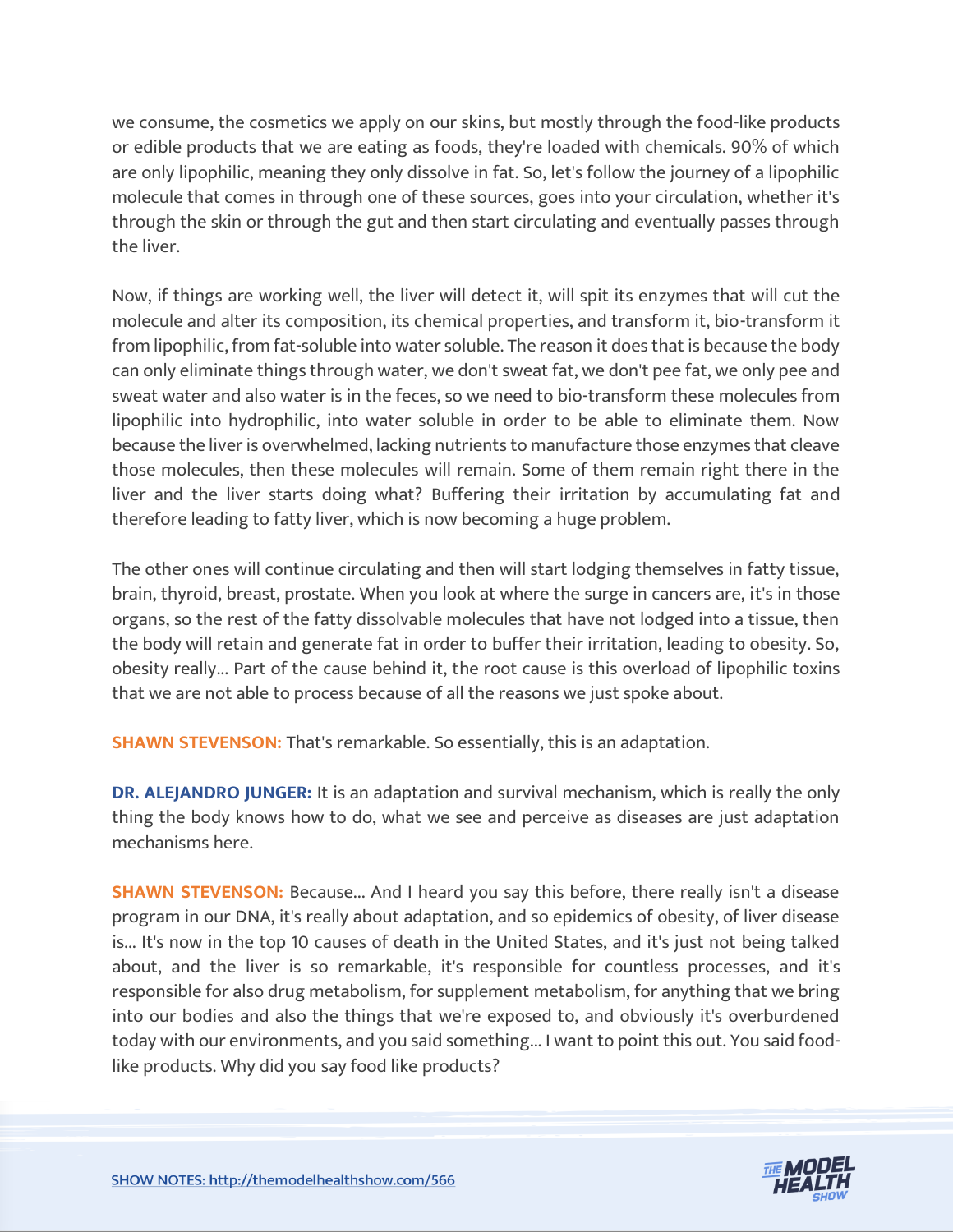we consume, the cosmetics we apply on our skins, but mostly through the food-like products or edible products that we are eating as foods, they're loaded with chemicals. 90% of which are only lipophilic, meaning they only dissolve in fat. So, let's follow the journey of a lipophilic molecule that comes in through one of these sources, goes into your circulation, whether it's through the skin or through the gut and then start circulating and eventually passes through the liver.

Now, if things are working well, the liver will detect it, will spit its enzymes that will cut the molecule and alter its composition, its chemical properties, and transform it, bio-transform it from lipophilic, from fat-soluble into water soluble. The reason it does that is because the body can only eliminate things through water, we don't sweat fat, we don't pee fat, we only pee and sweat water and also water is in the feces, so we need to bio-transform these molecules from lipophilic into hydrophilic, into water soluble in order to be able to eliminate them. Now because the liver is overwhelmed, lacking nutrients to manufacture those enzymes that cleave those molecules, then these molecules will remain. Some of them remain right there in the liver and the liver starts doing what? Buffering their irritation by accumulating fat and therefore leading to fatty liver, which is now becoming a huge problem.

The other ones will continue circulating and then will start lodging themselves in fatty tissue, brain, thyroid, breast, prostate. When you look at where the surge in cancers are, it's in those organs, so the rest of the fatty dissolvable molecules that have not lodged into a tissue, then the body will retain and generate fat in order to buffer their irritation, leading to obesity. So, obesity really... Part of the cause behind it, the root cause is this overload of lipophilic toxins that we are not able to process because of all the reasons we just spoke about.

**SHAWN STEVENSON:** That's remarkable. So essentially, this is an adaptation.

**DR. ALEJANDRO JUNGER:** It is an adaptation and survival mechanism, which is really the only thing the body knows how to do, what we see and perceive as diseases are just adaptation mechanisms here.

**SHAWN STEVENSON:** Because... And I heard you say this before, there really isn't a disease program in our DNA, it's really about adaptation, and so epidemics of obesity, of liver disease is... It's now in the top 10 causes of death in the United States, and it's just not being talked about, and the liver is so remarkable, it's responsible for countless processes, and it's responsible for also drug metabolism, for supplement metabolism, for anything that we bring into our bodies and also the things that we're exposed to, and obviously it's overburdened today with our environments, and you said something... I want to point this out. You said food-like products. Why did you say food like products?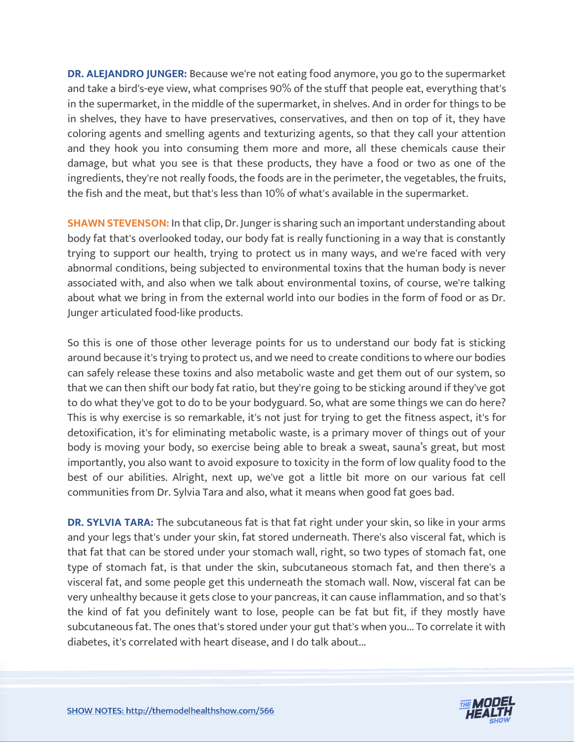**DR. ALEJANDRO JUNGER:** Because we're not eating food anymore, you go to the supermarket and take a bird's-eye view, what comprises 90% of the stuff that people eat, everything that's in the supermarket, in the middle of the supermarket, in shelves. And in order for things to be in shelves, they have to have preservatives, conservatives, and then on top of it, they have coloring agents and smelling agents and texturizing agents, so that they call your attention and they hook you into consuming them more and more, all these chemicals cause their damage, but what you see is that these products, they have a food or two as one of the ingredients, they're not really foods, the foods are in the perimeter, the vegetables, the fruits, the fish and the meat, but that's less than 10% of what's available in the supermarket.

**SHAWN STEVENSON:** In that clip, Dr. Junger is sharing such an important understanding about body fat that's overlooked today, our body fat is really functioning in a way that is constantly trying to support our health, trying to protect us in many ways, and we're faced with very abnormal conditions, being subjected to environmental toxins that the human body is never associated with, and also when we talk about environmental toxins, of course, we're talking about what we bring in from the external world into our bodies in the form of food or as Dr. Junger articulated food-like products.

So this is one of those other leverage points for us to understand our body fat is sticking around because it's trying to protect us, and we need to create conditions to where our bodies can safely release these toxins and also metabolic waste and get them out of our system, so that we can then shift our body fat ratio, but they're going to be sticking around if they've got to do what they've got to do to be your bodyguard. So, what are some things we can do here? This is why exercise is so remarkable, it's not just for trying to get the fitness aspect, it's for detoxification, it's for eliminating metabolic waste, is a primary mover of things out of your body is moving your body, so exercise being able to break a sweat, sauna's great, but most importantly, you also want to avoid exposure to toxicity in the form of low quality food to the best of our abilities. Alright, next up, we've got a little bit more on our various fat cell communities from Dr. Sylvia Tara and also, what it means when good fat goes bad.

**DR. SYLVIA TARA:** The subcutaneous fat is that fat right under your skin, so like in your arms and your legs that's under your skin, fat stored underneath. There's also visceral fat, which is that fat that can be stored under your stomach wall, right, so two types of stomach fat, one type of stomach fat, is that under the skin, subcutaneous stomach fat, and then there's a visceral fat, and some people get this underneath the stomach wall. Now, visceral fat can be very unhealthy because it gets close to your pancreas, it can cause inflammation, and so that's the kind of fat you definitely want to lose, people can be fat but fit, if they mostly have subcutaneous fat. The ones that's stored under your gut that's when you... To correlate it with diabetes, it's correlated with heart disease, and I do talk about...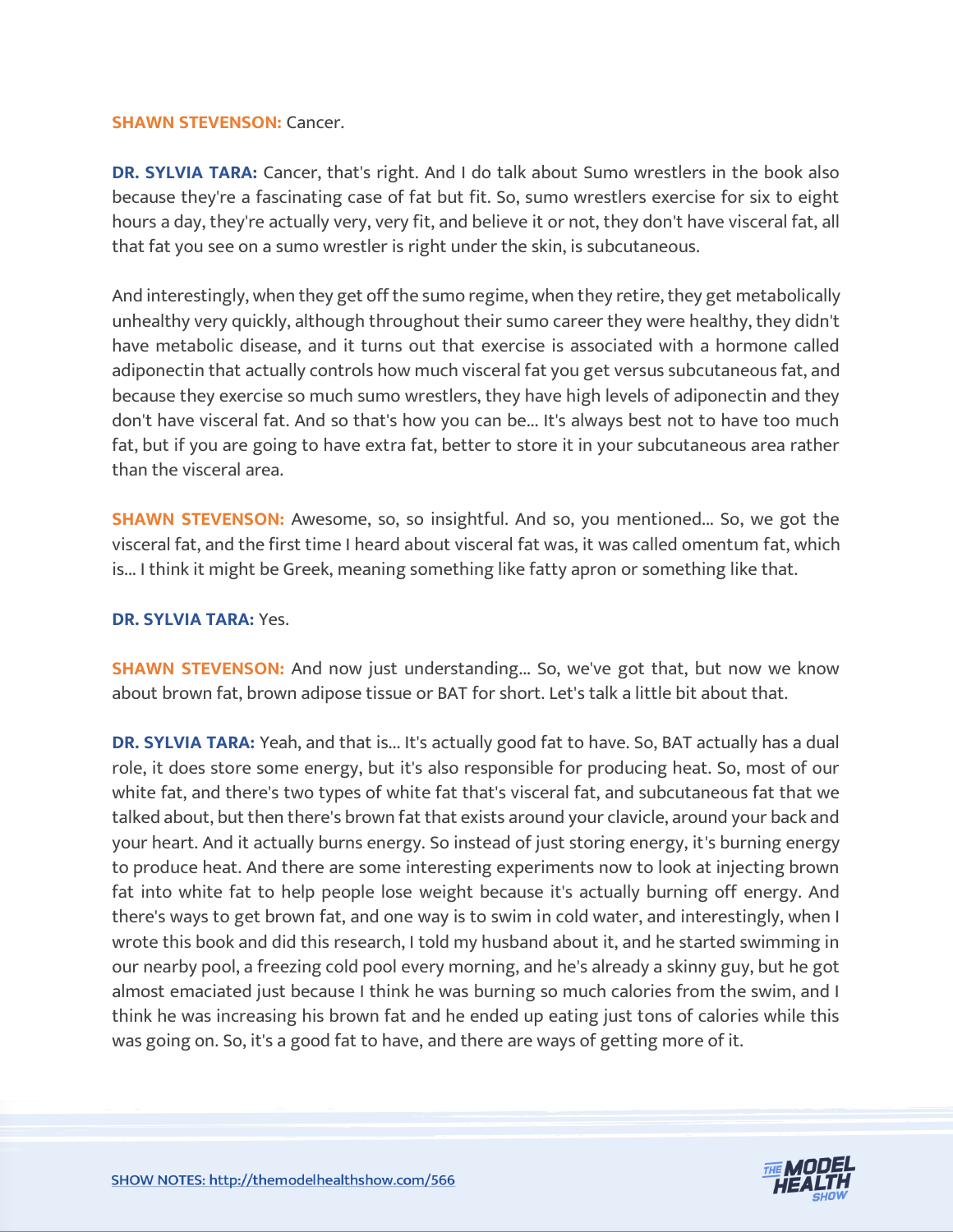**SHAWN STEVENSON:** Cancer.

**DR. SYLVIA TARA:** Cancer, that's right. And I do talk about Sumo wrestlers in the book also because they're a fascinating case of fat but fit. So, sumo wrestlers exercise for six to eight hours a day, they're actually very, very fit, and believe it or not, they don't have visceral fat, all that fat you see on a sumo wrestler is right under the skin, is subcutaneous.

And interestingly, when they get off the sumo regime, when they retire, they get metabolically unhealthy very quickly, although throughout their sumo career they were healthy, they didn't have metabolic disease, and it turns out that exercise is associated with a hormone called adiponectin that actually controls how much visceral fat you get versus subcutaneous fat, and because they exercise so much sumo wrestlers, they have high levels of adiponectin and they don't have visceral fat. And so that's how you can be... It's always best not to have too much fat, but if you are going to have extra fat, better to store it in your subcutaneous area rather than the visceral area.

**SHAWN STEVENSON:** Awesome, so, so insightful. And so, you mentioned... So, we got the visceral fat, and the first time I heard about visceral fat was, it was called omentum fat, which is... I think it might be Greek, meaning something like fatty apron or something like that.

**DR. SYLVIA TARA:** Yes.

**SHAWN STEVENSON:** And now just understanding... So, we've got that, but now we know about brown fat, brown adipose tissue or BAT for short. Let's talk a little bit about that.

**DR. SYLVIA TARA:** Yeah, and that is... It's actually good fat to have. So, BAT actually has a dual role, it does store some energy, but it's also responsible for producing heat. So, most of our white fat, and there's two types of white fat that's visceral fat, and subcutaneous fat that we talked about, but then there's brown fat that exists around your clavicle, around your back and your heart. And it actually burns energy. So instead of just storing energy, it's burning energy to produce heat. And there are some interesting experiments now to look at injecting brown fat into white fat to help people lose weight because it's actually burning off energy. And there's ways to get brown fat, and one way is to swim in cold water, and interestingly, when I wrote this book and did this research, I told my husband about it, and he started swimming in our nearby pool, a freezing cold pool every morning, and he's already a skinny guy, but he got almost emaciated just because I think he was burning so much calories from the swim, and I think he was increasing his brown fat and he ended up eating just tons of calories while this was going on. So, it's a good fat to have, and there are ways of getting more of it.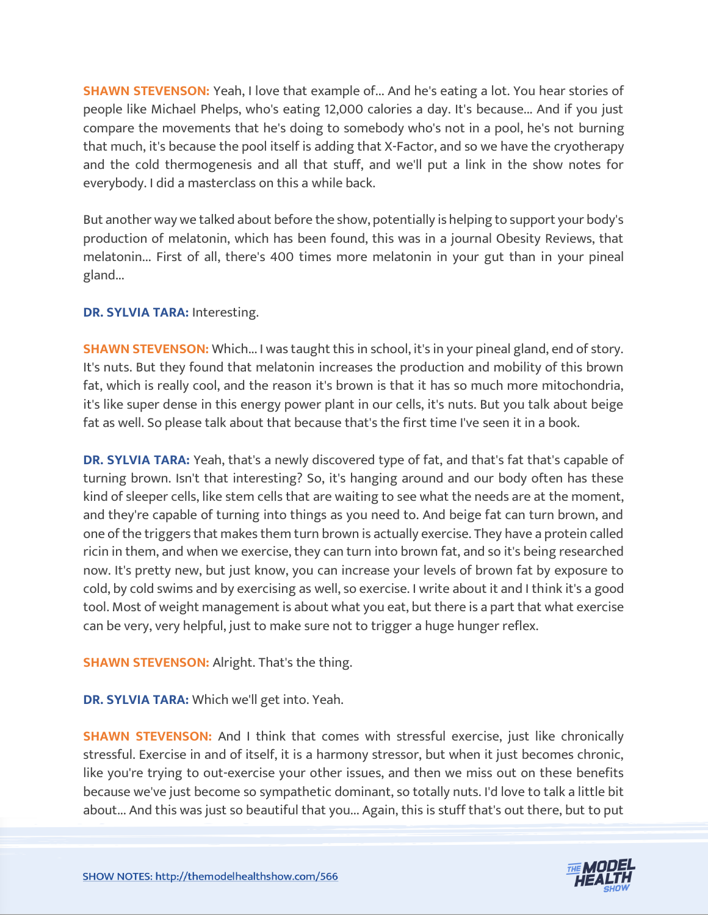**SHAWN STEVENSON:** Yeah, I love that example of... And he's eating a lot. You hear stories of people like Michael Phelps, who's eating 12,000 calories a day. It's because... And if you just compare the movements that he's doing to somebody who's not in a pool, he's not burning that much, it's because the pool itself is adding that X-Factor, and so we have the cryotherapy and the cold thermogenesis and all that stuff, and we'll put a link in the show notes for everybody. I did a masterclass on this a while back.

But another way we talked about before the show, potentially is helping to support your body's production of melatonin, which has been found, this was in a journal Obesity Reviews, that melatonin... First of all, there's 400 times more melatonin in your gut than in your pineal gland...

**DR. SYLVIA TARA:** Interesting.

**SHAWN STEVENSON:** Which... I was taught this in school, it's in your pineal gland, end of story. It's nuts. But they found that melatonin increases the production and mobility of this brown fat, which is really cool, and the reason it's brown is that it has so much more mitochondria, it's like super dense in this energy power plant in our cells, it's nuts. But you talk about beige fat as well. So please talk about that because that's the first time I've seen it in a book.

**DR. SYLVIA TARA:** Yeah, that's a newly discovered type of fat, and that's fat that's capable of turning brown. Isn't that interesting? So, it's hanging around and our body often has these kind of sleeper cells, like stem cells that are waiting to see what the needs are at the moment, and they're capable of turning into things as you need to. And beige fat can turn brown, and one of the triggers that makes them turn brown is actually exercise. They have a protein called ricin in them, and when we exercise, they can turn into brown fat, and so it's being researched now. It's pretty new, but just know, you can increase your levels of brown fat by exposure to cold, by cold swims and by exercising as well, so exercise. I write about it and I think it's a good tool. Most of weight management is about what you eat, but there is a part that what exercise can be very, very helpful, just to make sure not to trigger a huge hunger reflex.

**SHAWN STEVENSON:** Alright. That's the thing.

**DR. SYLVIA TARA:** Which we'll get into. Yeah.

**SHAWN STEVENSON:** And I think that comes with stressful exercise, just like chronically stressful. Exercise in and of itself, it is a harmony stressor, but when it just becomes chronic, like you're trying to out-exercise your other issues, and then we miss out on these benefits because we've just become so sympathetic dominant, so totally nuts. I'd love to talk a little bit about... And this was just so beautiful that you... Again, this is stuff that's out there, but to put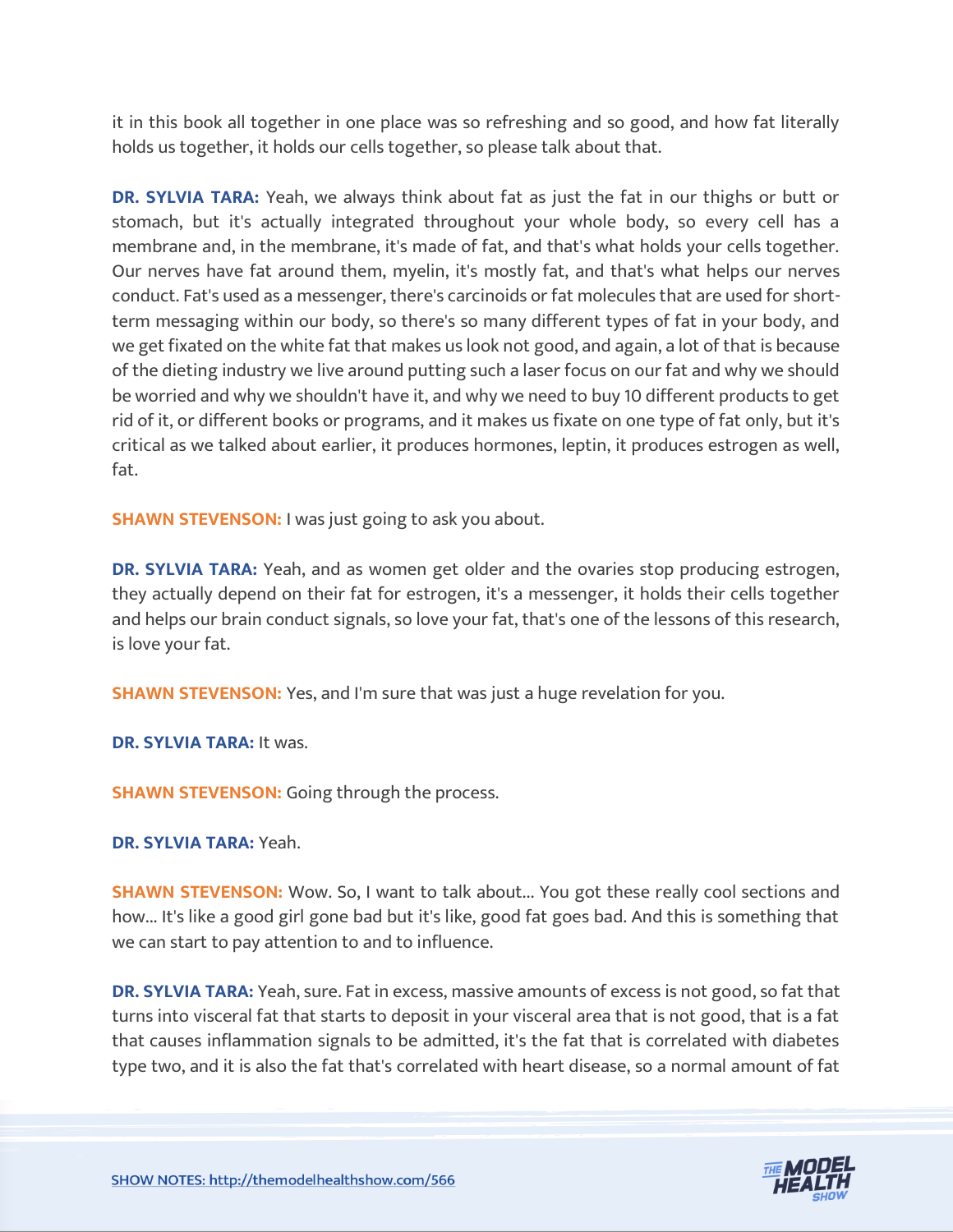it in this book all together in one place was so refreshing and so good, and how fat literally holds us together, it holds our cells together, so please talk about that.

**DR. SYLVIA TARA:** Yeah, we always think about fat as just the fat in our thighs or butt or stomach, but it's actually integrated throughout your whole body, so every cell has a membrane and, in the membrane, it's made of fat, and that's what holds your cells together. Our nerves have fat around them, myelin, it's mostly fat, and that's what helps our nerves conduct. Fat's used as a messenger, there's carcinoids or fat molecules that are used for short-term messaging within our body, so there's so many different types of fat in your body, and we get fixated on the white fat that makes us look not good, and again, a lot of that is because of the dieting industry we live around putting such a laser focus on our fat and why we should be worried and why we shouldn't have it, and why we need to buy 10 different products to get rid of it, or different books or programs, and it makes us fixate on one type of fat only, but it's critical as we talked about earlier, it produces hormones, leptin, it produces estrogen as well, fat.

**SHAWN STEVENSON:** I was just going to ask you about.

**DR. SYLVIA TARA:** Yeah, and as women get older and the ovaries stop producing estrogen, they actually depend on their fat for estrogen, it's a messenger, it holds their cells together and helps our brain conduct signals, so love your fat, that's one of the lessons of this research, is love your fat.

**SHAWN STEVENSON:** Yes, and I'm sure that was just a huge revelation for you.

**DR. SYLVIA TARA:** It was.

**SHAWN STEVENSON:** Going through the process.

**DR. SYLVIA TARA:** Yeah.

**SHAWN STEVENSON:** Wow. So, I want to talk about... You got these really cool sections and how... It's like a good girl gone bad but it's like, good fat goes bad. And this is something that we can start to pay attention to and to influence.

**DR. SYLVIA TARA:** Yeah, sure. Fat in excess, massive amounts of excess is not good, so fat that turns into visceral fat that starts to deposit in your visceral area that is not good, that is a fat that causes inflammation signals to be admitted, it's the fat that is correlated with diabetes type two, and it is also the fat that's correlated with heart disease, so a normal amount of fat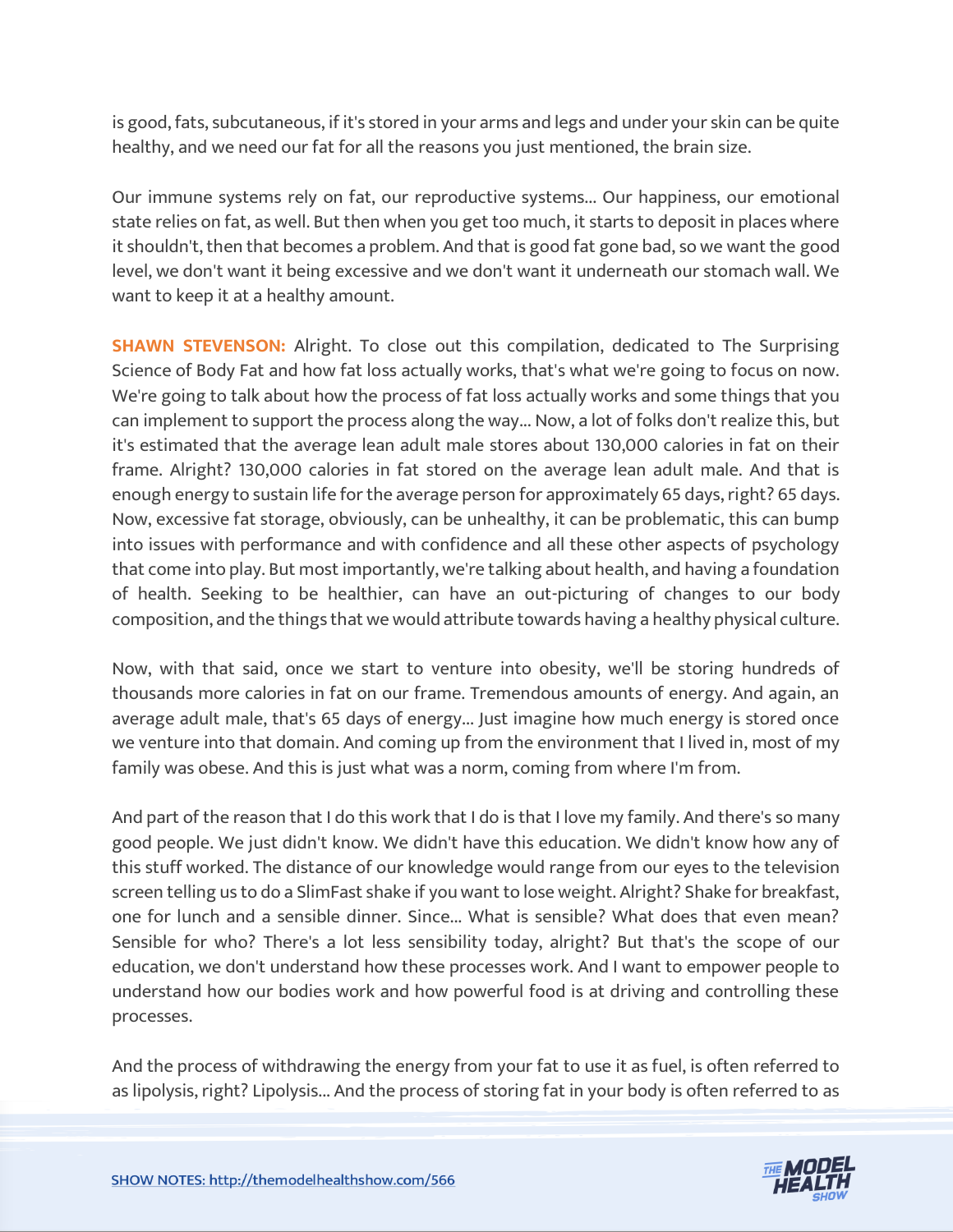is good, fats, subcutaneous, if it's stored in your arms and legs and under your skin can be quite healthy, and we need our fat for all the reasons you just mentioned, the brain size.

Our immune systems rely on fat, our reproductive systems... Our happiness, our emotional state relies on fat, as well. But then when you get too much, it starts to deposit in places where it shouldn't, then that becomes a problem. And that is good fat gone bad, so we want the good level, we don't want it being excessive and we don't want it underneath our stomach wall. We want to keep it at a healthy amount.

**SHAWN STEVENSON:** Alright. To close out this compilation, dedicated to The Surprising Science of Body Fat and how fat loss actually works, that's what we're going to focus on now. We're going to talk about how the process of fat loss actually works and some things that you can implement to support the process along the way... Now, a lot of folks don't realize this, but it's estimated that the average lean adult male stores about 130,000 calories in fat on their frame. Alright? 130,000 calories in fat stored on the average lean adult male. And that is enough energy to sustain life for the average person for approximately 65 days, right? 65 days. Now, excessive fat storage, obviously, can be unhealthy, it can be problematic, this can bump into issues with performance and with confidence and all these other aspects of psychology that come into play. But most importantly, we're talking about health, and having a foundation of health. Seeking to be healthier, can have an out-picturing of changes to our body composition, and the things that we would attribute towards having a healthy physical culture.

Now, with that said, once we start to venture into obesity, we'll be storing hundreds of thousands more calories in fat on our frame. Tremendous amounts of energy. And again, an average adult male, that's 65 days of energy... Just imagine how much energy is stored once we venture into that domain. And coming up from the environment that I lived in, most of my family was obese. And this is just what was a norm, coming from where I'm from.

And part of the reason that I do this work that I do is that I love my family. And there's so many good people. We just didn't know. We didn't have this education. We didn't know how any of this stuff worked. The distance of our knowledge would range from our eyes to the television screen telling us to do a SlimFast shake if you want to lose weight. Alright? Shake for breakfast, one for lunch and a sensible dinner. Since... What is sensible? What does that even mean? Sensible for who? There's a lot less sensibility today, alright? But that's the scope of our education, we don't understand how these processes work. And I want to empower people to understand how our bodies work and how powerful food is at driving and controlling these processes.

And the process of withdrawing the energy from your fat to use it as fuel, is often referred to as lipolysis, right? Lipolysis... And the process of storing fat in your body is often referred to as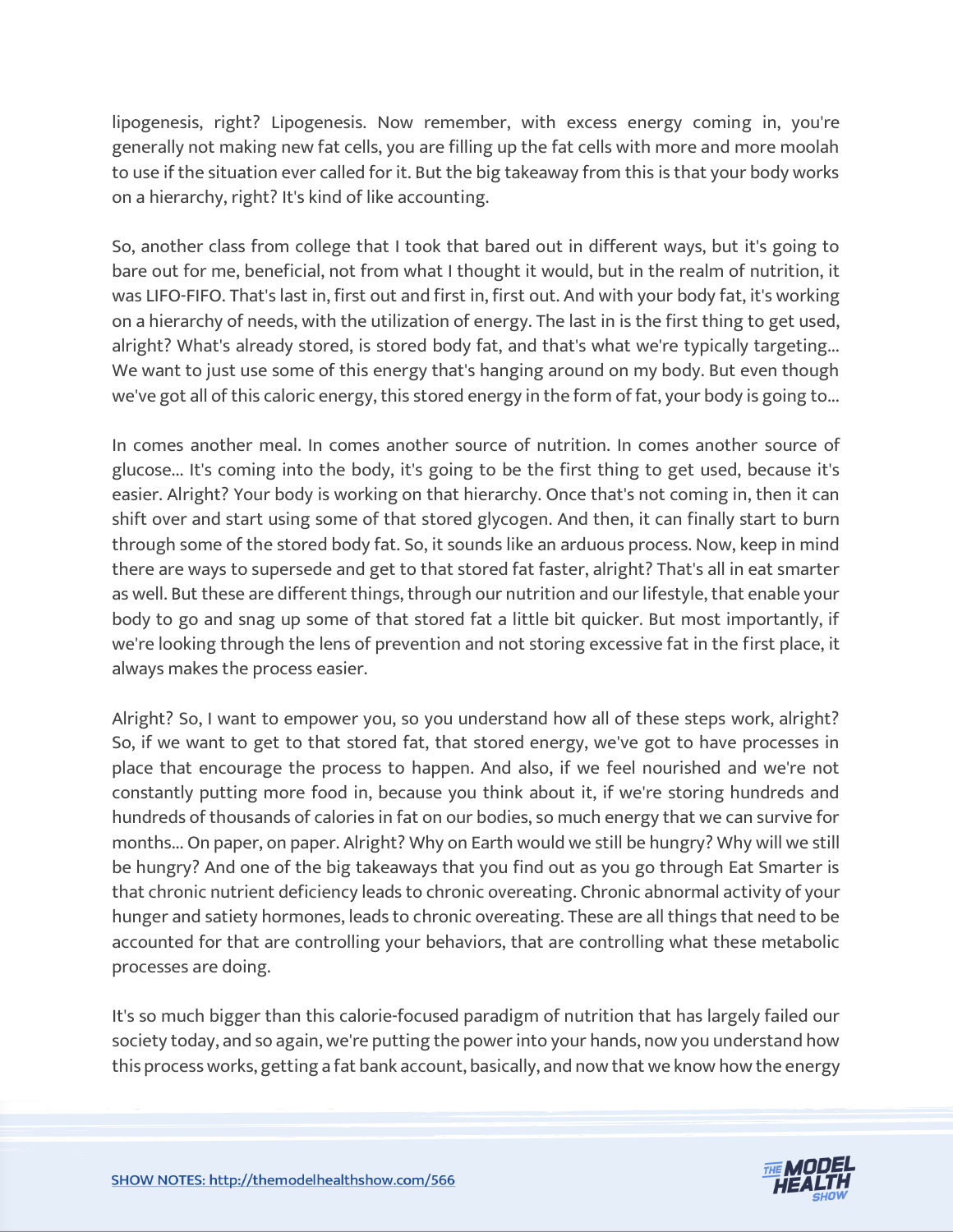lipogenesis, right? Lipogenesis. Now remember, with excess energy coming in, you're generally not making new fat cells, you are filling up the fat cells with more and more moolah to use if the situation ever called for it. But the big takeaway from this is that your body works on a hierarchy, right? It's kind of like accounting.

So, another class from college that I took that bared out in different ways, but it's going to bare out for me, beneficial, not from what I thought it would, but in the realm of nutrition, it was LIFO-FIFO. That's last in, first out and first in, first out. And with your body fat, it's working on a hierarchy of needs, with the utilization of energy. The last in is the first thing to get used, alright? What's already stored, is stored body fat, and that's what we're typically targeting... We want to just use some of this energy that's hanging around on my body. But even though we've got all of this caloric energy, this stored energy in the form of fat, your body is going to...

In comes another meal. In comes another source of nutrition. In comes another source of glucose... It's coming into the body, it's going to be the first thing to get used, because it's easier. Alright? Your body is working on that hierarchy. Once that's not coming in, then it can shift over and start using some of that stored glycogen. And then, it can finally start to burn through some of the stored body fat. So, it sounds like an arduous process. Now, keep in mind there are ways to supersede and get to that stored fat faster, alright? That's all in eat smarter as well. But these are different things, through our nutrition and our lifestyle, that enable your body to go and snag up some of that stored fat a little bit quicker. But most importantly, if we're looking through the lens of prevention and not storing excessive fat in the first place, it always makes the process easier.

Alright? So, I want to empower you, so you understand how all of these steps work, alright? So, if we want to get to that stored fat, that stored energy, we've got to have processes in place that encourage the process to happen. And also, if we feel nourished and we're not constantly putting more food in, because you think about it, if we're storing hundreds and hundreds of thousands of calories in fat on our bodies, so much energy that we can survive for months... On paper, on paper. Alright? Why on Earth would we still be hungry? Why will we still be hungry? And one of the big takeaways that you find out as you go through Eat Smarter is that chronic nutrient deficiency leads to chronic overeating. Chronic abnormal activity of your hunger and satiety hormones, leads to chronic overeating. These are all things that need to be accounted for that are controlling your behaviors, that are controlling what these metabolic processes are doing.

It's so much bigger than this calorie-focused paradigm of nutrition that has largely failed our society today, and so again, we're putting the power into your hands, now you understand how this process works, getting a fat bank account, basically, and now that we know how the energy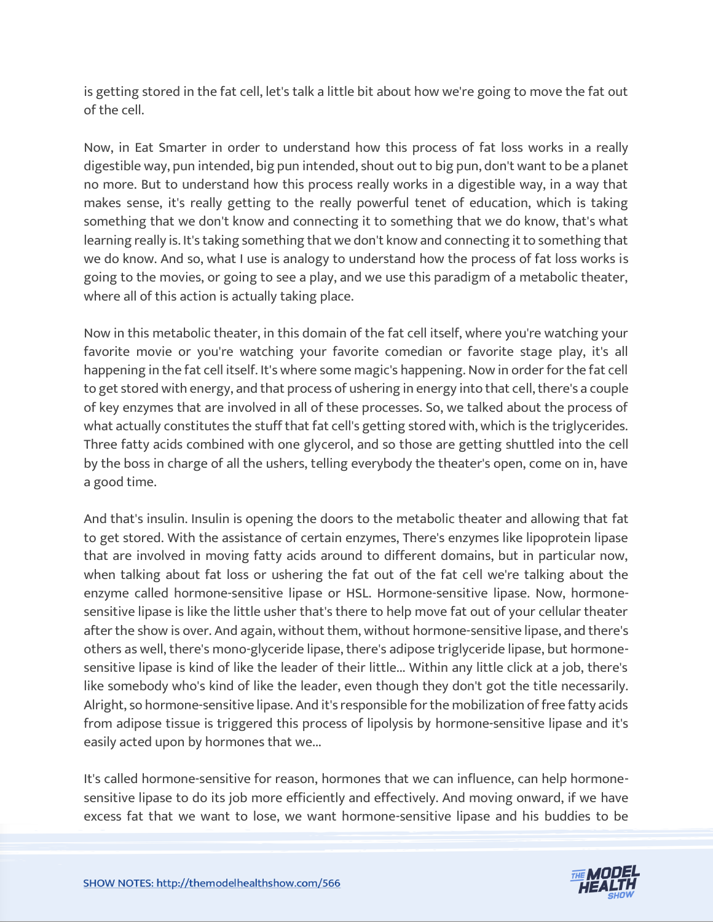is getting stored in the fat cell, let's talk a little bit about how we're going to move the fat out of the cell.

Now, in Eat Smarter in order to understand how this process of fat loss works in a really digestible way, pun intended, big pun intended, shout out to big pun, don't want to be a planet no more. But to understand how this process really works in a digestible way, in a way that makes sense, it's really getting to the really powerful tenet of education, which is taking something that we don't know and connecting it to something that we do know, that's what learning really is. It's taking something that we don't know and connecting it to something that we do know. And so, what I use is analogy to understand how the process of fat loss works is going to the movies, or going to see a play, and we use this paradigm of a metabolic theater, where all of this action is actually taking place.

Now in this metabolic theater, in this domain of the fat cell itself, where you're watching your favorite movie or you're watching your favorite comedian or favorite stage play, it's all happening in the fat cell itself. It's where some magic's happening. Now in order for the fat cell to get stored with energy, and that process of ushering in energy into that cell, there's a couple of key enzymes that are involved in all of these processes. So, we talked about the process of what actually constitutes the stuff that fat cell's getting stored with, which is the triglycerides. Three fatty acids combined with one glycerol, and so those are getting shuttled into the cell by the boss in charge of all the ushers, telling everybody the theater's open, come on in, have a good time.

And that's insulin. Insulin is opening the doors to the metabolic theater and allowing that fat to get stored. With the assistance of certain enzymes, There's enzymes like lipoprotein lipase that are involved in moving fatty acids around to different domains, but in particular now, when talking about fat loss or ushering the fat out of the fat cell we're talking about the enzyme called hormone-sensitive lipase or HSL. Hormone-sensitive lipase. Now, hormone-sensitive lipase is like the little usher that's there to help move fat out of your cellular theater after the show is over. And again, without them, without hormone-sensitive lipase, and there's others as well, there's mono-glyceride lipase, there's adipose triglyceride lipase, but hormone-sensitive lipase is kind of like the leader of their little... Within any little click at a job, there's like somebody who's kind of like the leader, even though they don't got the title necessarily. Alright, so hormone-sensitive lipase. And it's responsible for the mobilization of free fatty acids from adipose tissue is triggered this process of lipolysis by hormone-sensitive lipase and it's easily acted upon by hormones that we...

It's called hormone-sensitive for reason, hormones that we can influence, can help hormone-sensitive lipase to do its job more efficiently and effectively. And moving onward, if we have excess fat that we want to lose, we want hormone-sensitive lipase and his buddies to be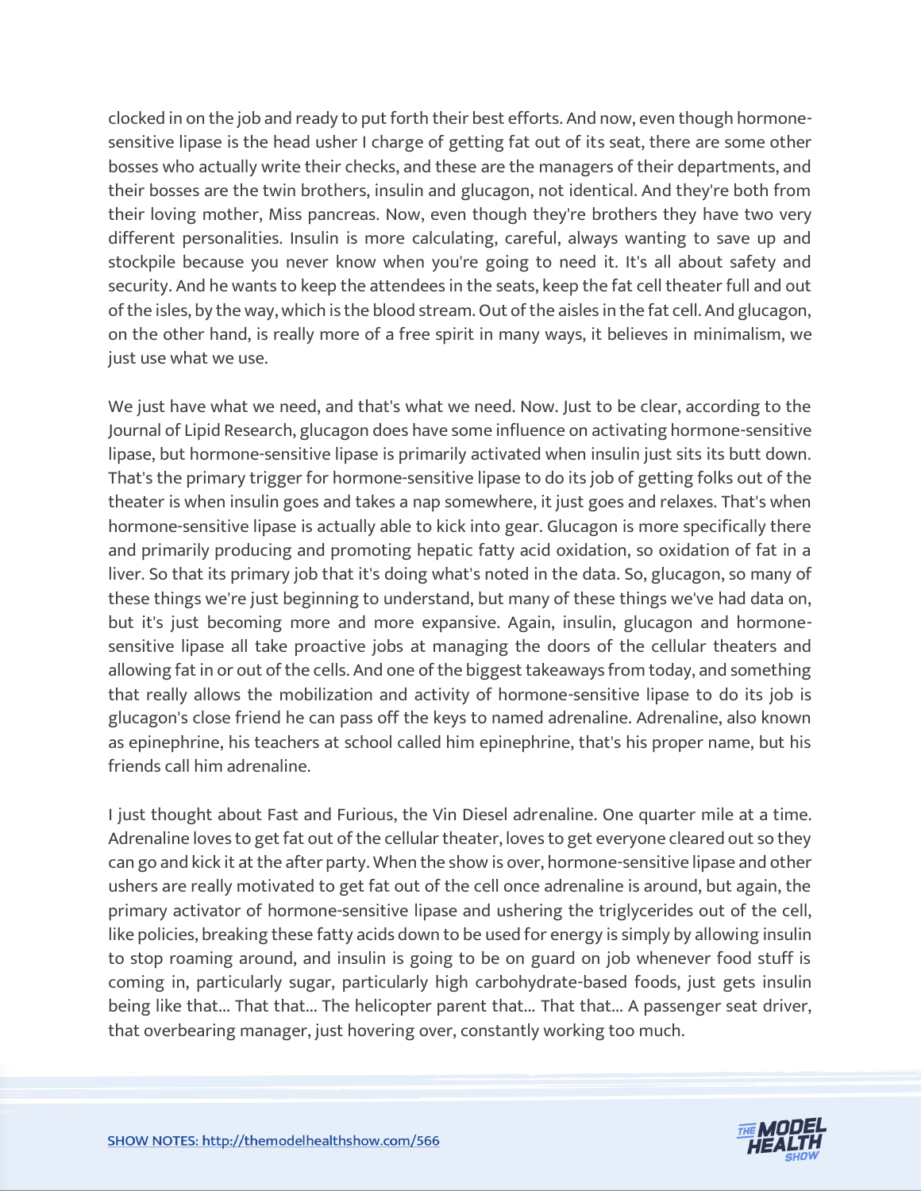clocked in on the job and ready to put forth their best efforts. And now, even though hormone-sensitive lipase is the head usher I charge of getting fat out of its seat, there are some other bosses who actually write their checks, and these are the managers of their departments, and their bosses are the twin brothers, insulin and glucagon, not identical. And they're both from their loving mother, Miss pancreas. Now, even though they're brothers they have two very different personalities. Insulin is more calculating, careful, always wanting to save up and stockpile because you never know when you're going to need it. It's all about safety and security. And he wants to keep the attendees in the seats, keep the fat cell theater full and out of the isles, by the way, which is the blood stream. Out of the aisles in the fat cell. And glucagon, on the other hand, is really more of a free spirit in many ways, it believes in minimalism, we just use what we use.

We just have what we need, and that's what we need. Now. Just to be clear, according to the Journal of Lipid Research, glucagon does have some influence on activating hormone-sensitive lipase, but hormone-sensitive lipase is primarily activated when insulin just sits its butt down. That's the primary trigger for hormone-sensitive lipase to do its job of getting folks out of the theater is when insulin goes and takes a nap somewhere, it just goes and relaxes. That's when hormone-sensitive lipase is actually able to kick into gear. Glucagon is more specifically there and primarily producing and promoting hepatic fatty acid oxidation, so oxidation of fat in a liver. So that its primary job that it's doing what's noted in the data. So, glucagon, so many of these things we're just beginning to understand, but many of these things we've had data on, but it's just becoming more and more expansive. Again, insulin, glucagon and hormone-sensitive lipase all take proactive jobs at managing the doors of the cellular theaters and allowing fat in or out of the cells. And one of the biggest takeaways from today, and something that really allows the mobilization and activity of hormone-sensitive lipase to do its job is glucagon's close friend he can pass off the keys to named adrenaline. Adrenaline, also known as epinephrine, his teachers at school called him epinephrine, that's his proper name, but his friends call him adrenaline.

I just thought about Fast and Furious, the Vin Diesel adrenaline. One quarter mile at a time. Adrenaline loves to get fat out of the cellular theater, loves to get everyone cleared out so they can go and kick it at the after party. When the show is over, hormone-sensitive lipase and other ushers are really motivated to get fat out of the cell once adrenaline is around, but again, the primary activator of hormone-sensitive lipase and ushering the triglycerides out of the cell, like policies, breaking these fatty acids down to be used for energy is simply by allowing insulin to stop roaming around, and insulin is going to be on guard on job whenever food stuff is coming in, particularly sugar, particularly high carbohydrate-based foods, just gets insulin being like that... That that... The helicopter parent that... That that... A passenger seat driver, that overbearing manager, just hovering over, constantly working too much.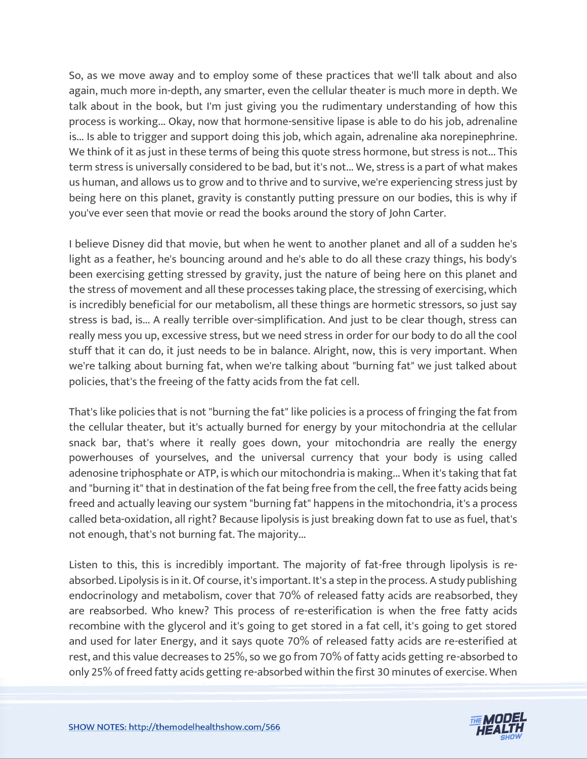So, as we move away and to employ some of these practices that we'll talk about and also again, much more in-depth, any smarter, even the cellular theater is much more in depth. We talk about in the book, but I'm just giving you the rudimentary understanding of how this process is working... Okay, now that hormone-sensitive lipase is able to do his job, adrenaline is... Is able to trigger and support doing this job, which again, adrenaline aka norepinephrine. We think of it as just in these terms of being this quote stress hormone, but stress is not... This term stress is universally considered to be bad, but it's not... We, stress is a part of what makes us human, and allows us to grow and to thrive and to survive, we're experiencing stress just by being here on this planet, gravity is constantly putting pressure on our bodies, this is why if you've ever seen that movie or read the books around the story of John Carter.

I believe Disney did that movie, but when he went to another planet and all of a sudden he's light as a feather, he's bouncing around and he's able to do all these crazy things, his body's been exercising getting stressed by gravity, just the nature of being here on this planet and the stress of movement and all these processes taking place, the stressing of exercising, which is incredibly beneficial for our metabolism, all these things are hormetic stressors, so just say stress is bad, is... A really terrible over-simplification. And just to be clear though, stress can really mess you up, excessive stress, but we need stress in order for our body to do all the cool stuff that it can do, it just needs to be in balance. Alright, now, this is very important. When we're talking about burning fat, when we're talking about "burning fat" we just talked about policies, that's the freeing of the fatty acids from the fat cell.

That's like policies that is not "burning the fat" like policies is a process of fringing the fat from the cellular theater, but it's actually burned for energy by your mitochondria at the cellular snack bar, that's where it really goes down, your mitochondria are really the energy powerhouses of yourselves, and the universal currency that your body is using called adenosine triphosphate or ATP, is which our mitochondria is making... When it's taking that fat and "burning it" that in destination of the fat being free from the cell, the free fatty acids being freed and actually leaving our system "burning fat" happens in the mitochondria, it's a process called beta-oxidation, all right? Because lipolysis is just breaking down fat to use as fuel, that's not enough, that's not burning fat. The majority...

Listen to this, this is incredibly important. The majority of fat-free through lipolysis is re-absorbed. Lipolysis is in it. Of course, it's important. It's a step in the process. A study publishing endocrinology and metabolism, cover that 70% of released fatty acids are reabsorbed, they are reabsorbed. Who knew? This process of re-esterification is when the free fatty acids recombine with the glycerol and it's going to get stored in a fat cell, it's going to get stored and used for later Energy, and it says quote 70% of released fatty acids are re-esterified at rest, and this value decreases to 25%, so we go from 70% of fatty acids getting re-absorbed to only 25% of freed fatty acids getting re-absorbed within the first 30 minutes of exercise. When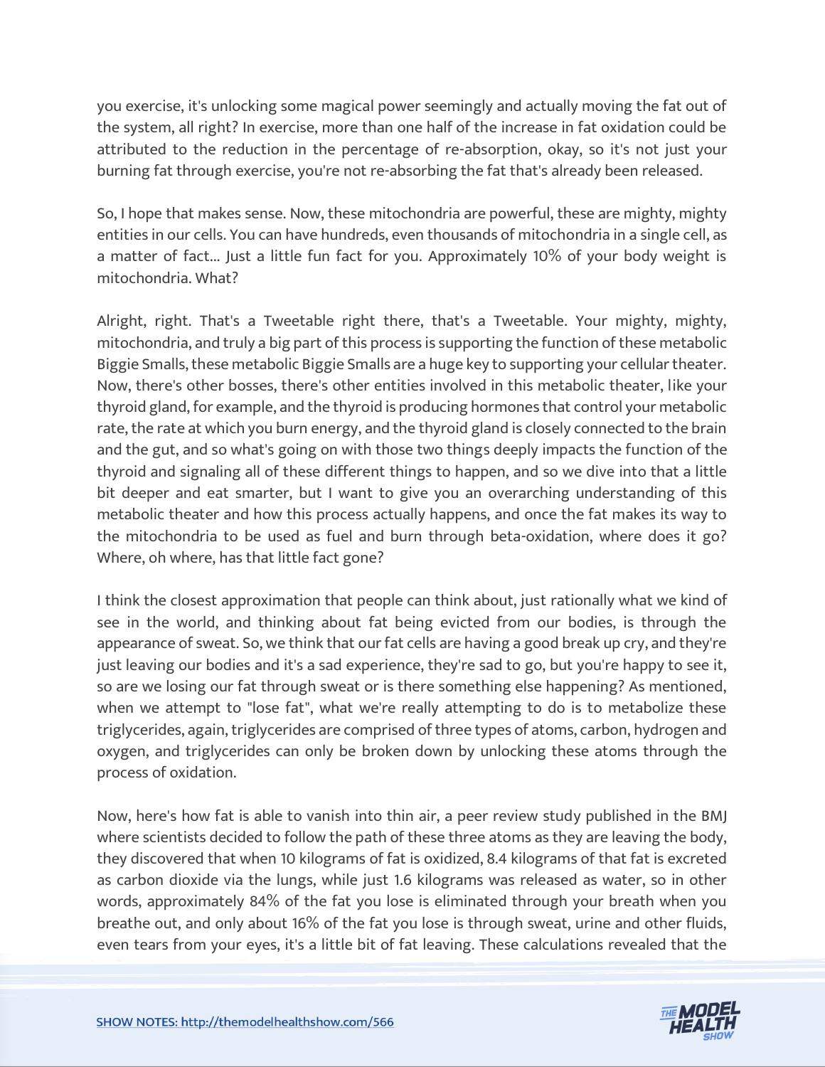you exercise, it's unlocking some magical power seemingly and actually moving the fat out of the system, all right? In exercise, more than one half of the increase in fat oxidation could be attributed to the reduction in the percentage of re-absorption, okay, so it's not just your burning fat through exercise, you're not re-absorbing the fat that's already been released.

So, I hope that makes sense. Now, these mitochondria are powerful, these are mighty, mighty entities in our cells. You can have hundreds, even thousands of mitochondria in a single cell, as a matter of fact... Just a little fun fact for you. Approximately 10% of your body weight is mitochondria. What?

Alright, right. That's a Tweetable right there, that's a Tweetable. Your mighty, mighty, mitochondria, and truly a big part of this process is supporting the function of these metabolic Biggie Smalls, these metabolic Biggie Smalls are a huge key to supporting your cellular theater. Now, there's other bosses, there's other entities involved in this metabolic theater, like your thyroid gland, for example, and the thyroid is producing hormones that control your metabolic rate, the rate at which you burn energy, and the thyroid gland is closely connected to the brain and the gut, and so what's going on with those two things deeply impacts the function of the thyroid and signaling all of these different things to happen, and so we dive into that a little bit deeper and eat smarter, but I want to give you an overarching understanding of this metabolic theater and how this process actually happens, and once the fat makes its way to the mitochondria to be used as fuel and burn through beta-oxidation, where does it go? Where, oh where, has that little fact gone?

I think the closest approximation that people can think about, just rationally what we kind of see in the world, and thinking about fat being evicted from our bodies, is through the appearance of sweat. So, we think that our fat cells are having a good break up cry, and they're just leaving our bodies and it's a sad experience, they're sad to go, but you're happy to see it, so are we losing our fat through sweat or is there something else happening? As mentioned, when we attempt to "lose fat", what we're really attempting to do is to metabolize these triglycerides, again, triglycerides are comprised of three types of atoms, carbon, hydrogen and oxygen, and triglycerides can only be broken down by unlocking these atoms through the process of oxidation.

Now, here's how fat is able to vanish into thin air, a peer review study published in the BMJ where scientists decided to follow the path of these three atoms as they are leaving the body, they discovered that when 10 kilograms of fat is oxidized, 8.4 kilograms of that fat is excreted as carbon dioxide via the lungs, while just 1.6 kilograms was released as water, so in other words, approximately 84% of the fat you lose is eliminated through your breath when you breathe out, and only about 16% of the fat you lose is through sweat, urine and other fluids, even tears from your eyes, it's a little bit of fat leaving. These calculations revealed that the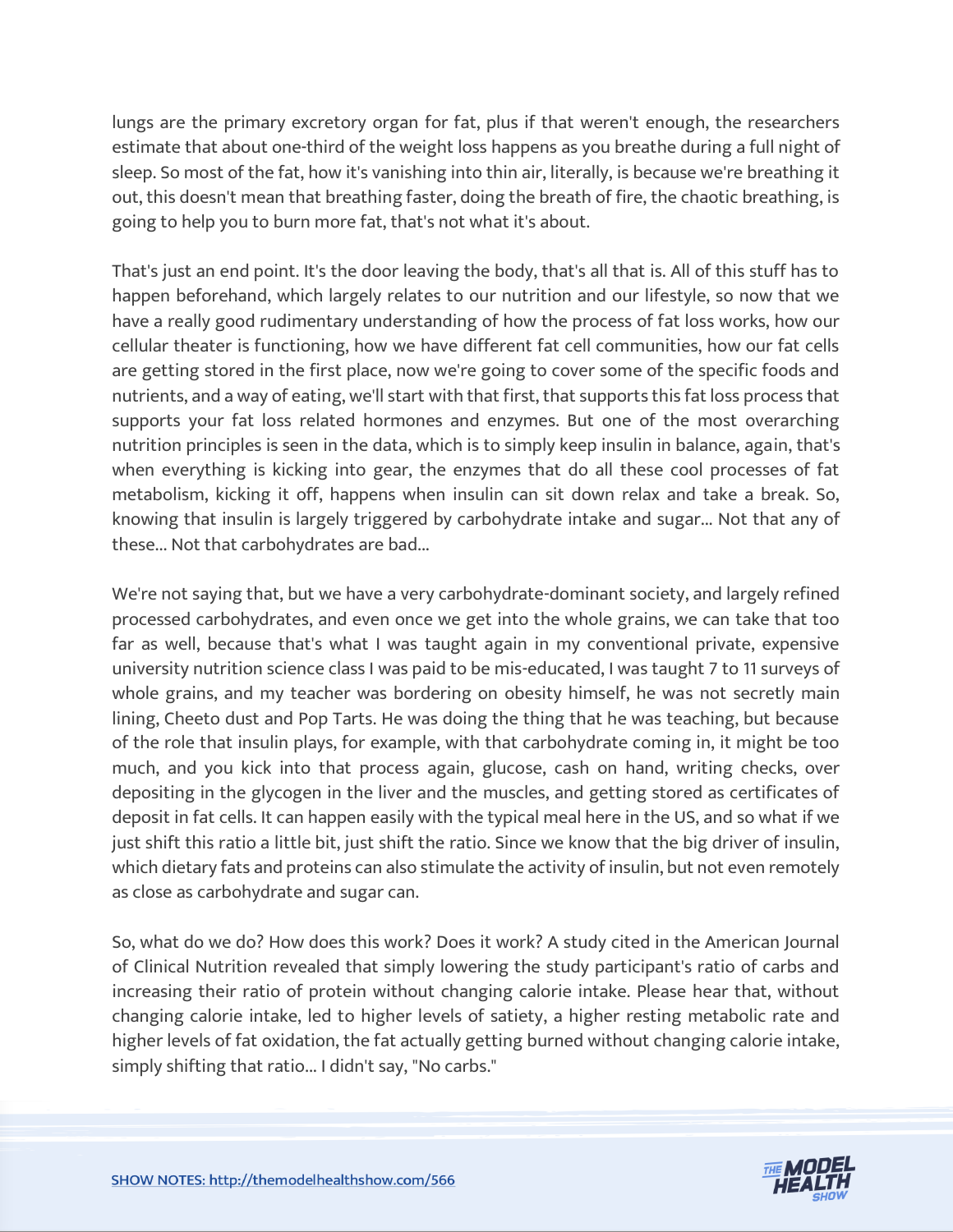lungs are the primary excretory organ for fat, plus if that weren't enough, the researchers estimate that about one-third of the weight loss happens as you breathe during a full night of sleep. So most of the fat, how it's vanishing into thin air, literally, is because we're breathing it out, this doesn't mean that breathing faster, doing the breath of fire, the chaotic breathing, is going to help you to burn more fat, that's not what it's about.

That's just an end point. It's the door leaving the body, that's all that is. All of this stuff has to happen beforehand, which largely relates to our nutrition and our lifestyle, so now that we have a really good rudimentary understanding of how the process of fat loss works, how our cellular theater is functioning, how we have different fat cell communities, how our fat cells are getting stored in the first place, now we're going to cover some of the specific foods and nutrients, and a way of eating, we'll start with that first, that supports this fat loss process that supports your fat loss related hormones and enzymes. But one of the most overarching nutrition principles is seen in the data, which is to simply keep insulin in balance, again, that's when everything is kicking into gear, the enzymes that do all these cool processes of fat metabolism, kicking it off, happens when insulin can sit down relax and take a break. So, knowing that insulin is largely triggered by carbohydrate intake and sugar... Not that any of these... Not that carbohydrates are bad...

We're not saying that, but we have a very carbohydrate-dominant society, and largely refined processed carbohydrates, and even once we get into the whole grains, we can take that too far as well, because that's what I was taught again in my conventional private, expensive university nutrition science class I was paid to be mis-educated, I was taught 7 to 11 surveys of whole grains, and my teacher was bordering on obesity himself, he was not secretly main lining, Cheeto dust and Pop Tarts. He was doing the thing that he was teaching, but because of the role that insulin plays, for example, with that carbohydrate coming in, it might be too much, and you kick into that process again, glucose, cash on hand, writing checks, over depositing in the glycogen in the liver and the muscles, and getting stored as certificates of deposit in fat cells. It can happen easily with the typical meal here in the US, and so what if we just shift this ratio a little bit, just shift the ratio. Since we know that the big driver of insulin, which dietary fats and proteins can also stimulate the activity of insulin, but not even remotely as close as carbohydrate and sugar can.

So, what do we do? How does this work? Does it work? A study cited in the American Journal of Clinical Nutrition revealed that simply lowering the study participant's ratio of carbs and increasing their ratio of protein without changing calorie intake. Please hear that, without changing calorie intake, led to higher levels of satiety, a higher resting metabolic rate and higher levels of fat oxidation, the fat actually getting burned without changing calorie intake, simply shifting that ratio... I didn't say, "No carbs."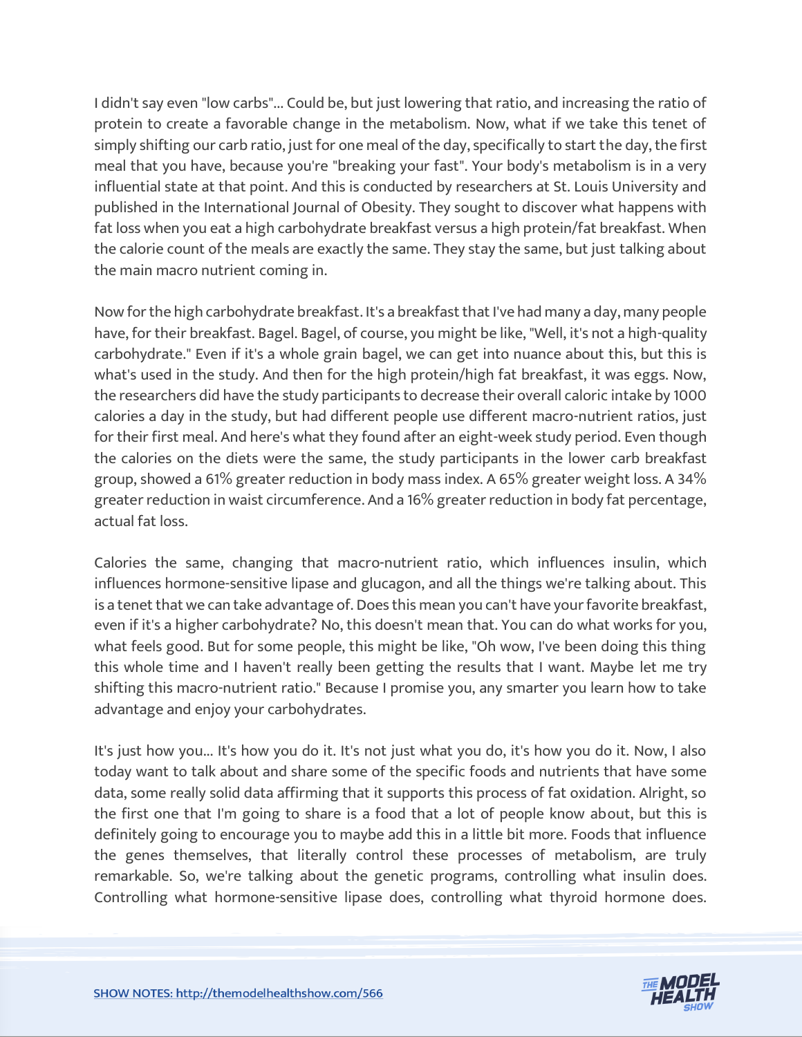I didn't say even "low carbs"... Could be, but just lowering that ratio, and increasing the ratio of protein to create a favorable change in the metabolism. Now, what if we take this tenet of simply shifting our carb ratio, just for one meal of the day, specifically to start the day, the first meal that you have, because you're "breaking your fast". Your body's metabolism is in a very influential state at that point. And this is conducted by researchers at St. Louis University and published in the International Journal of Obesity. They sought to discover what happens with fat loss when you eat a high carbohydrate breakfast versus a high protein/fat breakfast. When the calorie count of the meals are exactly the same. They stay the same, but just talking about the main macro nutrient coming in.

Now for the high carbohydrate breakfast. It's a breakfast that I've had many a day, many people have, for their breakfast. Bagel. Bagel, of course, you might be like, "Well, it's not a high-quality carbohydrate." Even if it's a whole grain bagel, we can get into nuance about this, but this is what's used in the study. And then for the high protein/high fat breakfast, it was eggs. Now, the researchers did have the study participants to decrease their overall caloric intake by 1000 calories a day in the study, but had different people use different macro-nutrient ratios, just for their first meal. And here's what they found after an eight-week study period. Even though the calories on the diets were the same, the study participants in the lower carb breakfast group, showed a 61% greater reduction in body mass index. A 65% greater weight loss. A 34% greater reduction in waist circumference. And a 16% greater reduction in body fat percentage, actual fat loss.

Calories the same, changing that macro-nutrient ratio, which influences insulin, which influences hormone-sensitive lipase and glucagon, and all the things we're talking about. This is a tenet that we can take advantage of. Does this mean you can't have your favorite breakfast, even if it's a higher carbohydrate? No, this doesn't mean that. You can do what works for you, what feels good. But for some people, this might be like, "Oh wow, I've been doing this thing this whole time and I haven't really been getting the results that I want. Maybe let me try shifting this macro-nutrient ratio." Because I promise you, any smarter you learn how to take advantage and enjoy your carbohydrates.

It's just how you... It's how you do it. It's not just what you do, it's how you do it. Now, I also today want to talk about and share some of the specific foods and nutrients that have some data, some really solid data affirming that it supports this process of fat oxidation. Alright, so the first one that I'm going to share is a food that a lot of people know about, but this is definitely going to encourage you to maybe add this in a little bit more. Foods that influence the genes themselves, that literally control these processes of metabolism, are truly remarkable. So, we're talking about the genetic programs, controlling what insulin does. Controlling what hormone-sensitive lipase does, controlling what thyroid hormone does.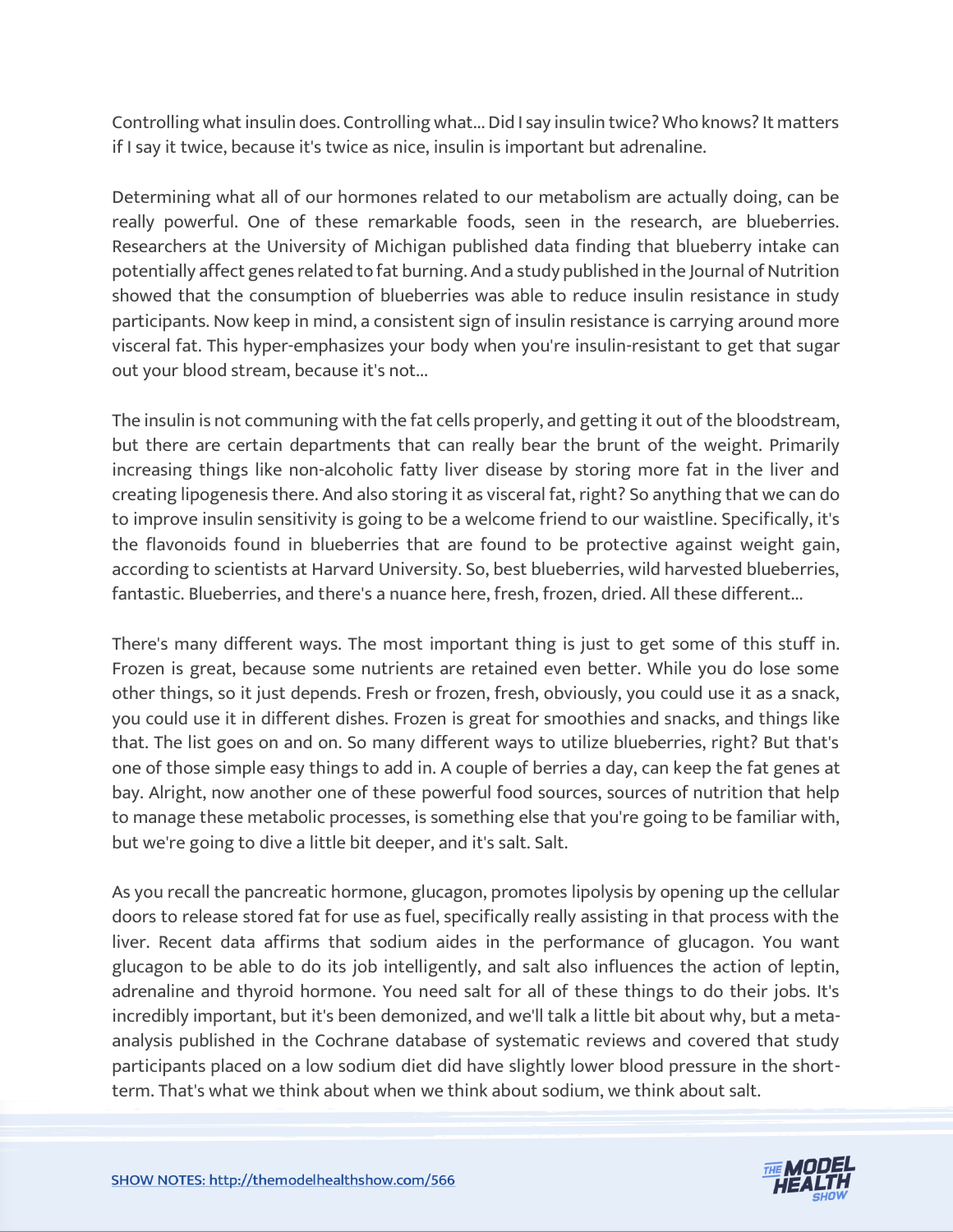Controlling what insulin does. Controlling what... Did I say insulin twice? Who knows? It matters if I say it twice, because it's twice as nice, insulin is important but adrenaline.

Determining what all of our hormones related to our metabolism are actually doing, can be really powerful. One of these remarkable foods, seen in the research, are blueberries. Researchers at the University of Michigan published data finding that blueberry intake can potentially affect genes related to fat burning. And a study published in the Journal of Nutrition showed that the consumption of blueberries was able to reduce insulin resistance in study participants. Now keep in mind, a consistent sign of insulin resistance is carrying around more visceral fat. This hyper-emphasizes your body when you're insulin-resistant to get that sugar out your blood stream, because it's not...

The insulin is not communing with the fat cells properly, and getting it out of the bloodstream, but there are certain departments that can really bear the brunt of the weight. Primarily increasing things like non-alcoholic fatty liver disease by storing more fat in the liver and creating lipogenesis there. And also storing it as visceral fat, right? So anything that we can do to improve insulin sensitivity is going to be a welcome friend to our waistline. Specifically, it's the flavonoids found in blueberries that are found to be protective against weight gain, according to scientists at Harvard University. So, best blueberries, wild harvested blueberries, fantastic. Blueberries, and there's a nuance here, fresh, frozen, dried. All these different...

There's many different ways. The most important thing is just to get some of this stuff in. Frozen is great, because some nutrients are retained even better. While you do lose some other things, so it just depends. Fresh or frozen, fresh, obviously, you could use it as a snack, you could use it in different dishes. Frozen is great for smoothies and snacks, and things like that. The list goes on and on. So many different ways to utilize blueberries, right? But that's one of those simple easy things to add in. A couple of berries a day, can keep the fat genes at bay. Alright, now another one of these powerful food sources, sources of nutrition that help to manage these metabolic processes, is something else that you're going to be familiar with, but we're going to dive a little bit deeper, and it's salt. Salt.

As you recall the pancreatic hormone, glucagon, promotes lipolysis by opening up the cellular doors to release stored fat for use as fuel, specifically really assisting in that process with the liver. Recent data affirms that sodium aides in the performance of glucagon. You want glucagon to be able to do its job intelligently, and salt also influences the action of leptin, adrenaline and thyroid hormone. You need salt for all of these things to do their jobs. It's incredibly important, but it's been demonized, and we'll talk a little bit about why, but a meta-analysis published in the Cochrane database of systematic reviews and covered that study participants placed on a low sodium diet did have slightly lower blood pressure in the short-term. That's what we think about when we think about sodium, we think about salt.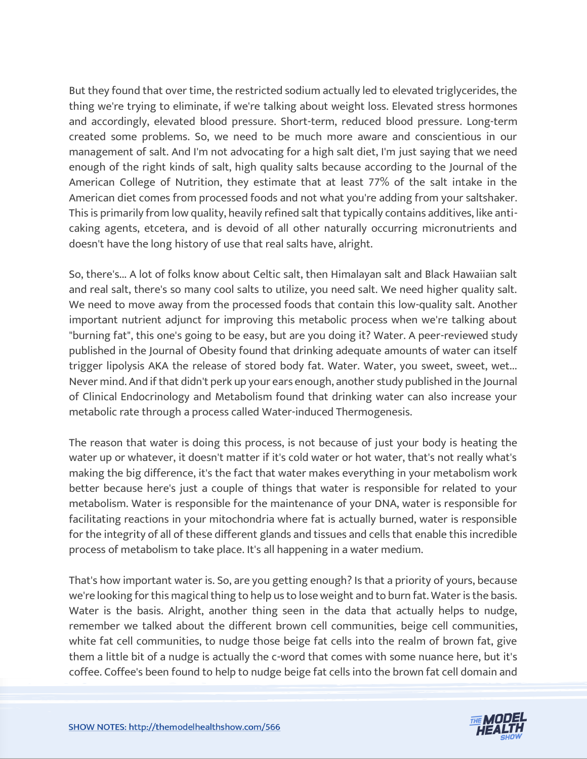But they found that over time, the restricted sodium actually led to elevated triglycerides, the thing we're trying to eliminate, if we're talking about weight loss. Elevated stress hormones and accordingly, elevated blood pressure. Short-term, reduced blood pressure. Long-term created some problems. So, we need to be much more aware and conscientious in our management of salt. And I'm not advocating for a high salt diet, I'm just saying that we need enough of the right kinds of salt, high quality salts because according to the Journal of the American College of Nutrition, they estimate that at least 77% of the salt intake in the American diet comes from processed foods and not what you're adding from your saltshaker. This is primarily from low quality, heavily refined salt that typically contains additives, like anti-caking agents, etcetera, and is devoid of all other naturally occurring micronutrients and doesn't have the long history of use that real salts have, alright.

So, there's... A lot of folks know about Celtic salt, then Himalayan salt and Black Hawaiian salt and real salt, there's so many cool salts to utilize, you need salt. We need higher quality salt. We need to move away from the processed foods that contain this low-quality salt. Another important nutrient adjunct for improving this metabolic process when we're talking about "burning fat", this one's going to be easy, but are you doing it? Water. A peer-reviewed study published in the Journal of Obesity found that drinking adequate amounts of water can itself trigger lipolysis AKA the release of stored body fat. Water. Water, you sweet, sweet, wet... Never mind. And if that didn't perk up your ears enough, another study published in the Journal of Clinical Endocrinology and Metabolism found that drinking water can also increase your metabolic rate through a process called Water-induced Thermogenesis.

The reason that water is doing this process, is not because of just your body is heating the water up or whatever, it doesn't matter if it's cold water or hot water, that's not really what's making the big difference, it's the fact that water makes everything in your metabolism work better because here's just a couple of things that water is responsible for related to your metabolism. Water is responsible for the maintenance of your DNA, water is responsible for facilitating reactions in your mitochondria where fat is actually burned, water is responsible for the integrity of all of these different glands and tissues and cells that enable this incredible process of metabolism to take place. It's all happening in a water medium.

That's how important water is. So, are you getting enough? Is that a priority of yours, because we're looking for this magical thing to help us to lose weight and to burn fat. Water is the basis. Water is the basis. Alright, another thing seen in the data that actually helps to nudge, remember we talked about the different brown cell communities, beige cell communities, white fat cell communities, to nudge those beige fat cells into the realm of brown fat, give them a little bit of a nudge is actually the c-word that comes with some nuance here, but it's coffee. Coffee's been found to help to nudge beige fat cells into the brown fat cell domain and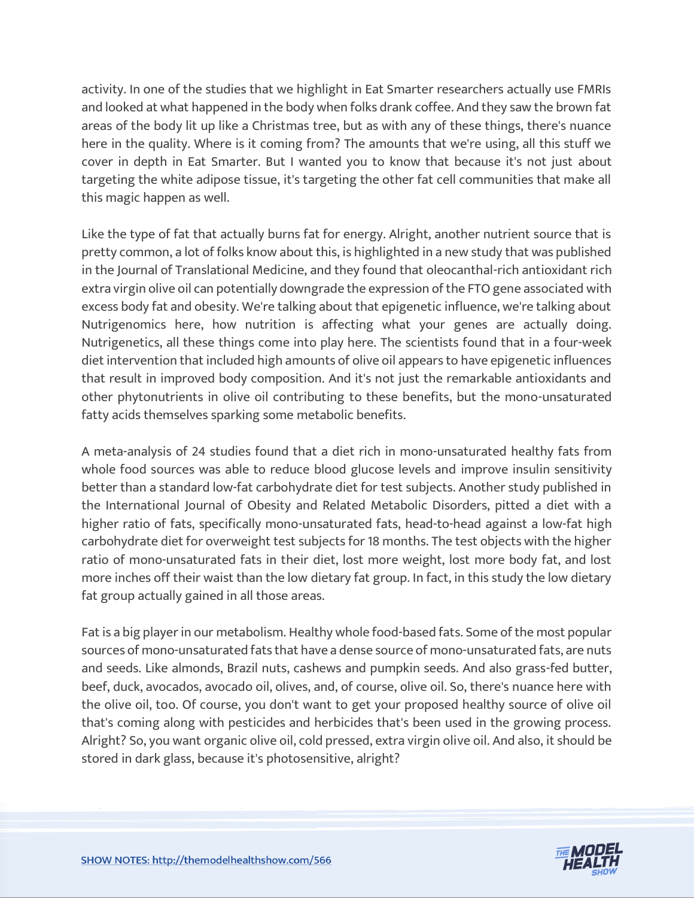activity. In one of the studies that we highlight in Eat Smarter researchers actually use FMRIs and looked at what happened in the body when folks drank coffee. And they saw the brown fat areas of the body lit up like a Christmas tree, but as with any of these things, there's nuance here in the quality. Where is it coming from? The amounts that we're using, all this stuff we cover in depth in Eat Smarter. But I wanted you to know that because it's not just about targeting the white adipose tissue, it's targeting the other fat cell communities that make all this magic happen as well.

Like the type of fat that actually burns fat for energy. Alright, another nutrient source that is pretty common, a lot of folks know about this, is highlighted in a new study that was published in the Journal of Translational Medicine, and they found that oleocanthal-rich antioxidant rich extra virgin olive oil can potentially downgrade the expression of the FTO gene associated with excess body fat and obesity. We're talking about that epigenetic influence, we're talking about Nutrigenomics here, how nutrition is affecting what your genes are actually doing. Nutrigenetics, all these things come into play here. The scientists found that in a four-week diet intervention that included high amounts of olive oil appears to have epigenetic influences that result in improved body composition. And it's not just the remarkable antioxidants and other phytonutrients in olive oil contributing to these benefits, but the mono-unsaturated fatty acids themselves sparking some metabolic benefits.

A meta-analysis of 24 studies found that a diet rich in mono-unsaturated healthy fats from whole food sources was able to reduce blood glucose levels and improve insulin sensitivity better than a standard low-fat carbohydrate diet for test subjects. Another study published in the International Journal of Obesity and Related Metabolic Disorders, pitted a diet with a higher ratio of fats, specifically mono-unsaturated fats, head-to-head against a low-fat high carbohydrate diet for overweight test subjects for 18 months. The test objects with the higher ratio of mono-unsaturated fats in their diet, lost more weight, lost more body fat, and lost more inches off their waist than the low dietary fat group. In fact, in this study the low dietary fat group actually gained in all those areas.

Fat is a big player in our metabolism. Healthy whole food-based fats. Some of the most popular sources of mono-unsaturated fats that have a dense source of mono-unsaturated fats, are nuts and seeds. Like almonds, Brazil nuts, cashews and pumpkin seeds. And also grass-fed butter, beef, duck, avocados, avocado oil, olives, and, of course, olive oil. So, there's nuance here with the olive oil, too. Of course, you don't want to get your proposed healthy source of olive oil that's coming along with pesticides and herbicides that's been used in the growing process. Alright? So, you want organic olive oil, cold pressed, extra virgin olive oil. And also, it should be stored in dark glass, because it's photosensitive, alright?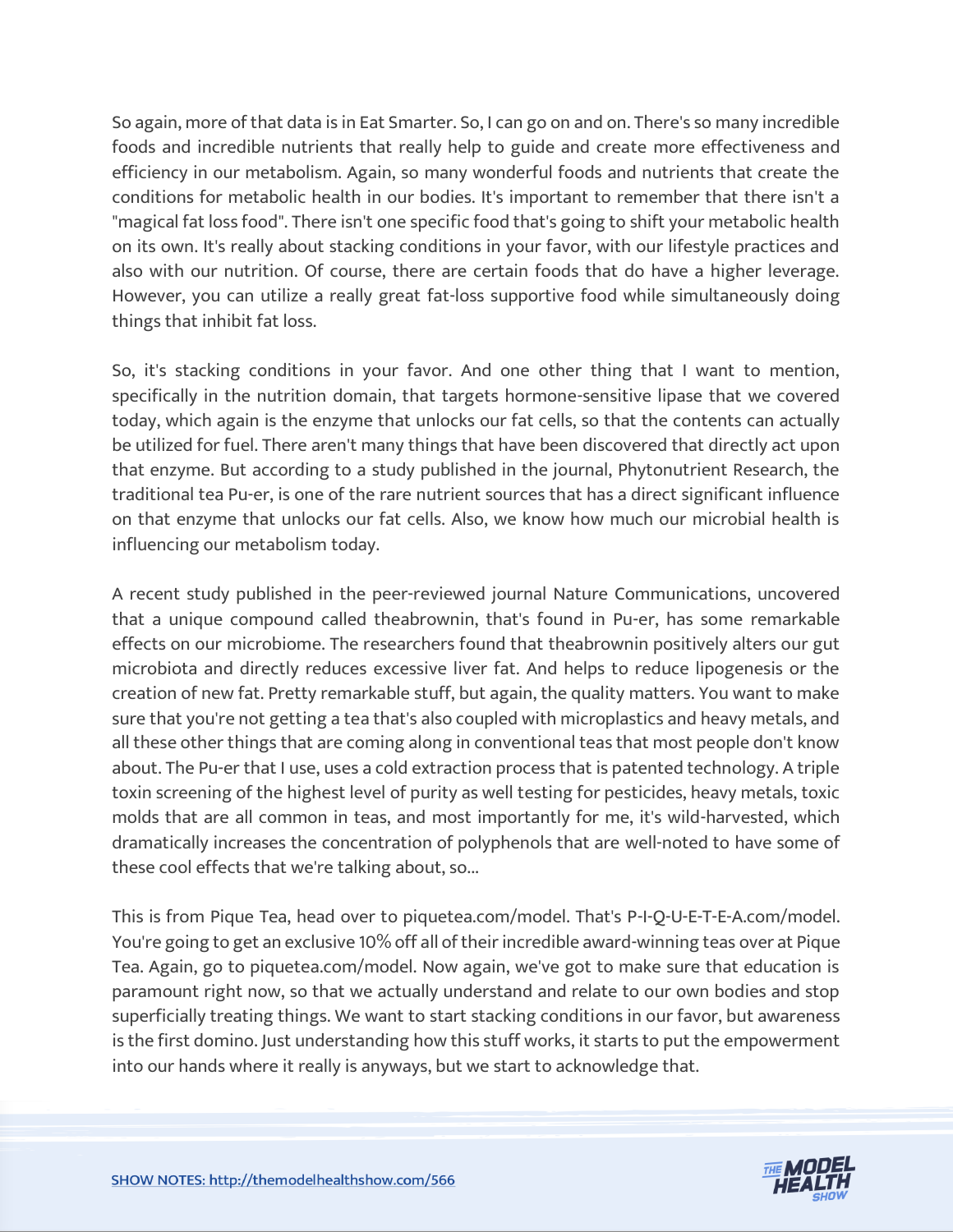So again, more of that data is in Eat Smarter. So, I can go on and on. There's so many incredible foods and incredible nutrients that really help to guide and create more effectiveness and efficiency in our metabolism. Again, so many wonderful foods and nutrients that create the conditions for metabolic health in our bodies. It's important to remember that there isn't a "magical fat loss food". There isn't one specific food that's going to shift your metabolic health on its own. It's really about stacking conditions in your favor, with our lifestyle practices and also with our nutrition. Of course, there are certain foods that do have a higher leverage. However, you can utilize a really great fat-loss supportive food while simultaneously doing things that inhibit fat loss.

So, it's stacking conditions in your favor. And one other thing that I want to mention, specifically in the nutrition domain, that targets hormone-sensitive lipase that we covered today, which again is the enzyme that unlocks our fat cells, so that the contents can actually be utilized for fuel. There aren't many things that have been discovered that directly act upon that enzyme. But according to a study published in the journal, Phytonutrient Research, the traditional tea Pu-er, is one of the rare nutrient sources that has a direct significant influence on that enzyme that unlocks our fat cells. Also, we know how much our microbial health is influencing our metabolism today.

A recent study published in the peer-reviewed journal Nature Communications, uncovered that a unique compound called theabrownin, that's found in Pu-er, has some remarkable effects on our microbiome. The researchers found that theabrownin positively alters our gut microbiota and directly reduces excessive liver fat. And helps to reduce lipogenesis or the creation of new fat. Pretty remarkable stuff, but again, the quality matters. You want to make sure that you're not getting a tea that's also coupled with microplastics and heavy metals, and all these other things that are coming along in conventional teas that most people don't know about. The Pu-er that I use, uses a cold extraction process that is patented technology. A triple toxin screening of the highest level of purity as well testing for pesticides, heavy metals, toxic molds that are all common in teas, and most importantly for me, it's wild-harvested, which dramatically increases the concentration of polyphenols that are well-noted to have some of these cool effects that we're talking about, so...

This is from Pique Tea, head over to piquetea.com/model. That's P-I-Q-U-E-T-E-A.com/model. You're going to get an exclusive 10% off all of their incredible award-winning teas over at Pique Tea. Again, go to piquetea.com/model. Now again, we've got to make sure that education is paramount right now, so that we actually understand and relate to our own bodies and stop superficially treating things. We want to start stacking conditions in our favor, but awareness is the first domino. Just understanding how this stuff works, it starts to put the empowerment into our hands where it really is anyways, but we start to acknowledge that.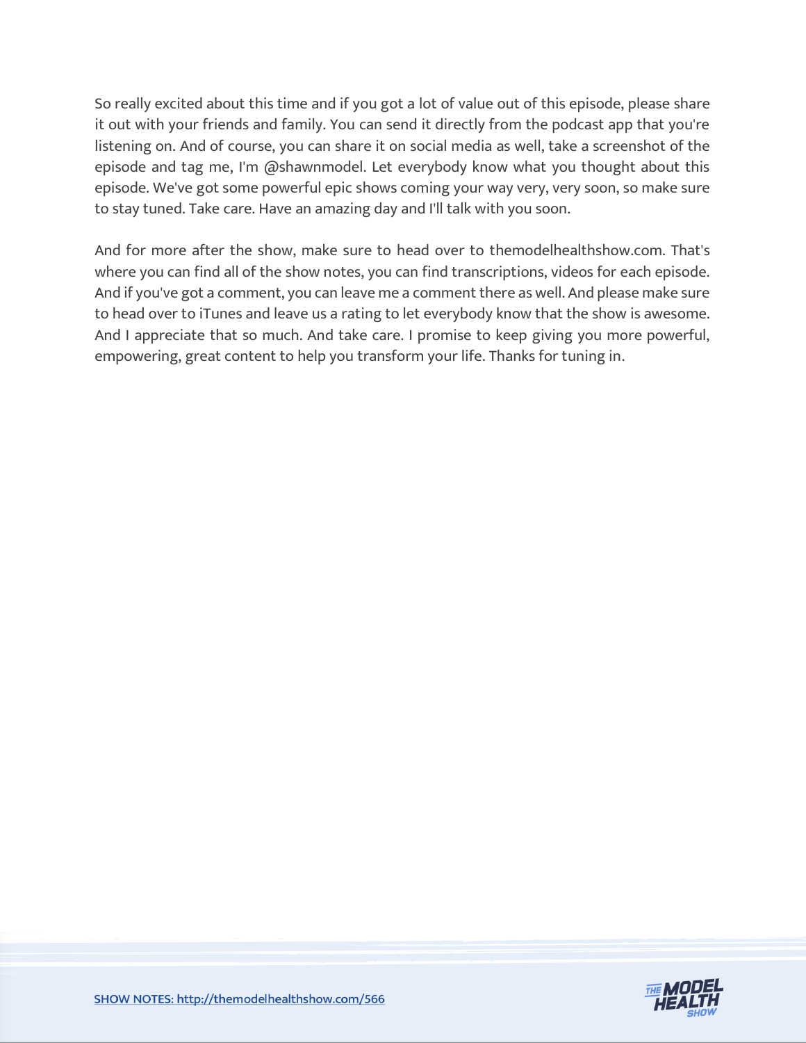So really excited about this time and if you got a lot of value out of this episode, please share it out with your friends and family. You can send it directly from the podcast app that you're listening on. And of course, you can share it on social media as well, take a screenshot of the episode and tag me, I'm @shawnmodel. Let everybody know what you thought about this episode. We've got some powerful epic shows coming your way very, very soon, so make sure to stay tuned. Take care. Have an amazing day and I'll talk with you soon.

And for more after the show, make sure to head over to themodelhealthshow.com. That's where you can find all of the show notes, you can find transcriptions, videos for each episode. And if you've got a comment, you can leave me a comment there as well. And please make sure to head over to iTunes and leave us a rating to let everybody know that the show is awesome. And I appreciate that so much. And take care. I promise to keep giving you more powerful, empowering, great content to help you transform your life. Thanks for tuning in.